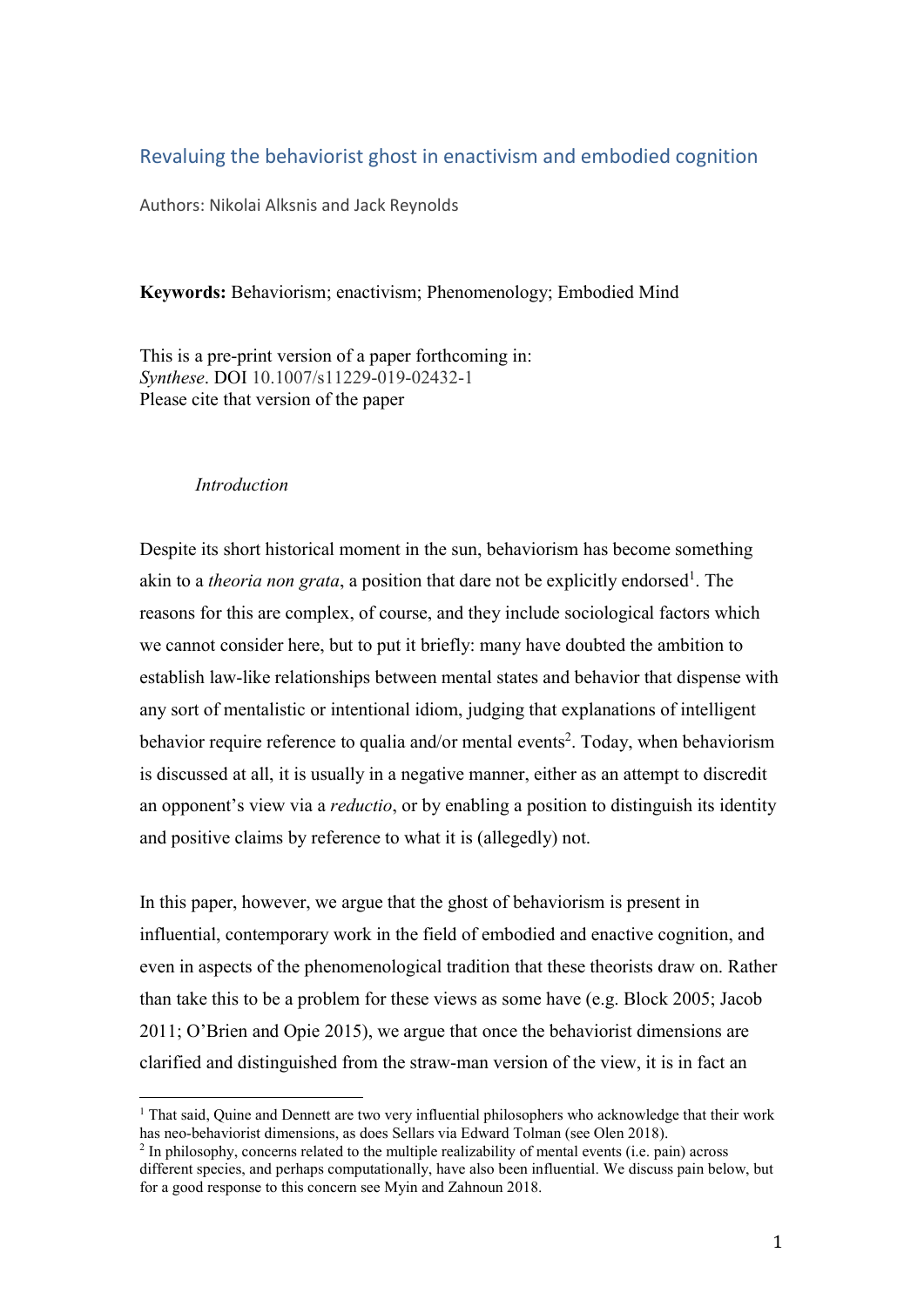# Revaluing the behaviorist ghost in enactivism and embodied cognition

Authors: Nikolai Alksnis and Jack Reynolds

**Keywords:** Behaviorism; enactivism; Phenomenology; Embodied Mind

This is a pre-print version of a paper forthcoming in:
*Synthese*. DOI 10.1007/s11229-019-02432-1
Please cite that version of the paper

## *Introduction*

Despite its short historical moment in the sun, behaviorism has become something akin to a *theoria non grata*, a position that dare not be explicitly endorsed[1]. The reasons for this are complex, of course, and they include sociological factors which we cannot consider here, but to put it briefly: many have doubted the ambition to establish law-like relationships between mental states and behavior that dispense with any sort of mentalistic or intentional idiom, judging that explanations of intelligent behavior require reference to qualia and/or mental events[2]. Today, when behaviorism is discussed at all, it is usually in a negative manner, either as an attempt to discredit an opponent's view via a *reductio*, or by enabling a position to distinguish its identity and positive claims by reference to what it is (allegedly) not.

In this paper, however, we argue that the ghost of behaviorism is present in influential, contemporary work in the field of embodied and enactive cognition, and even in aspects of the phenomenological tradition that these theorists draw on. Rather than take this to be a problem for these views as some have (e.g. Block 2005; Jacob 2011; O'Brien and Opie 2015), we argue that once the behaviorist dimensions are clarified and distinguished from the straw-man version of the view, it is in fact an

---

[1] That said, Quine and Dennett are two very influential philosophers who acknowledge that their work has neo-behaviorist dimensions, as does Sellars via Edward Tolman (see Olen 2018).

[2] In philosophy, concerns related to the multiple realizability of mental events (i.e. pain) across different species, and perhaps computationally, have also been influential. We discuss pain below, but for a good response to this concern see Myin and Zahnoun 2018.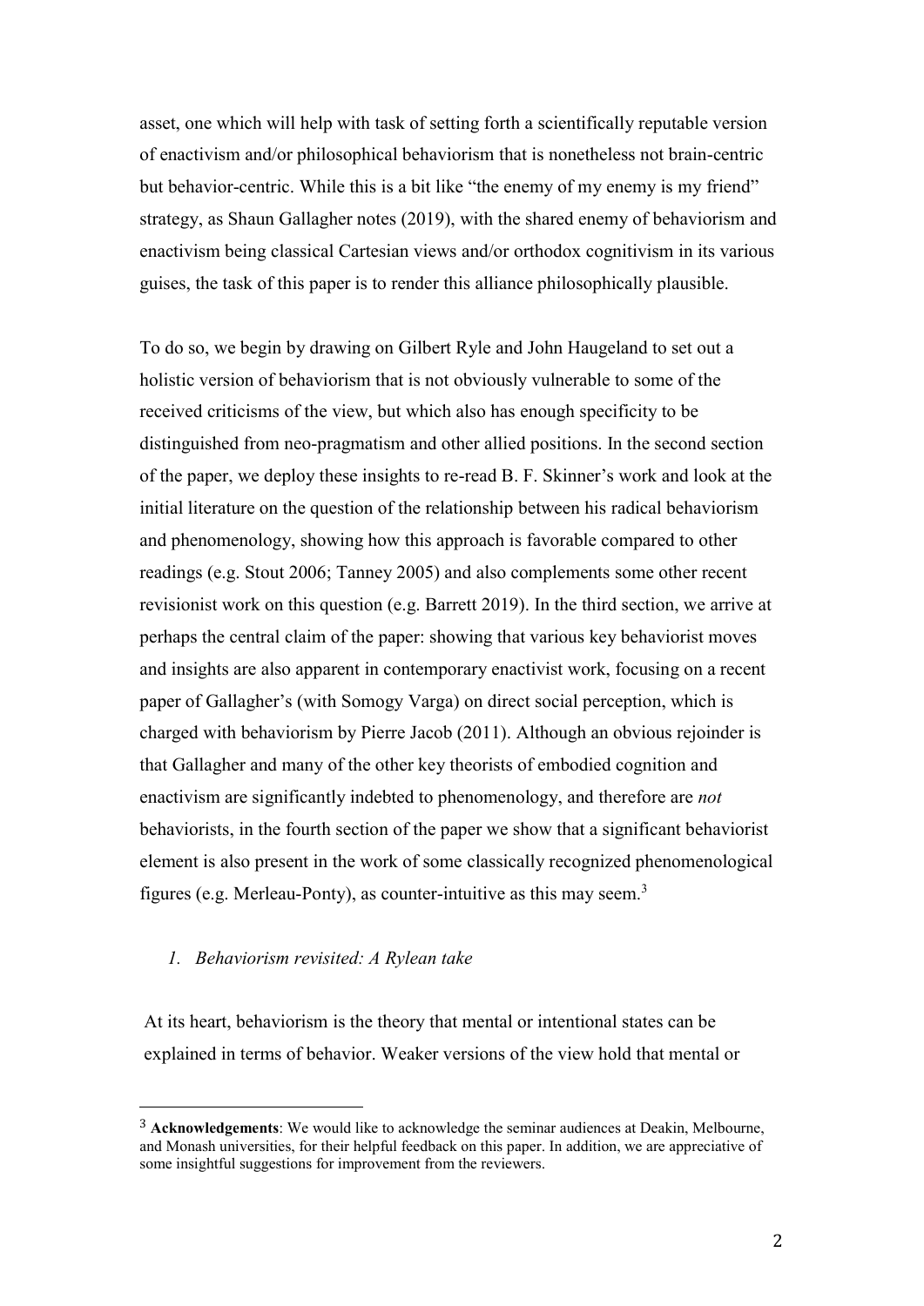asset, one which will help with task of setting forth a scientifically reputable version of enactivism and/or philosophical behaviorism that is nonetheless not brain-centric but behavior-centric. While this is a bit like "the enemy of my enemy is my friend" strategy, as Shaun Gallagher notes (2019), with the shared enemy of behaviorism and enactivism being classical Cartesian views and/or orthodox cognitivism in its various guises, the task of this paper is to render this alliance philosophically plausible.

To do so, we begin by drawing on Gilbert Ryle and John Haugeland to set out a holistic version of behaviorism that is not obviously vulnerable to some of the received criticisms of the view, but which also has enough specificity to be distinguished from neo-pragmatism and other allied positions. In the second section of the paper, we deploy these insights to re-read B. F. Skinner's work and look at the initial literature on the question of the relationship between his radical behaviorism and phenomenology, showing how this approach is favorable compared to other readings (e.g. Stout 2006; Tanney 2005) and also complements some other recent revisionist work on this question (e.g. Barrett 2019). In the third section, we arrive at perhaps the central claim of the paper: showing that various key behaviorist moves and insights are also apparent in contemporary enactivist work, focusing on a recent paper of Gallagher's (with Somogy Varga) on direct social perception, which is charged with behaviorism by Pierre Jacob (2011). Although an obvious rejoinder is that Gallagher and many of the other key theorists of embodied cognition and enactivism are significantly indebted to phenomenology, and therefore are *not* behaviorists, in the fourth section of the paper we show that a significant behaviorist element is also present in the work of some classically recognized phenomenological figures (e.g. Merleau-Ponty), as counter-intuitive as this may seem.[3]

## *1. Behaviorism revisited: A Rylean take*

At its heart, behaviorism is the theory that mental or intentional states can be explained in terms of behavior. Weaker versions of the view hold that mental or

[3] **Acknowledgements**: We would like to acknowledge the seminar audiences at Deakin, Melbourne, and Monash universities, for their helpful feedback on this paper. In addition, we are appreciative of some insightful suggestions for improvement from the reviewers.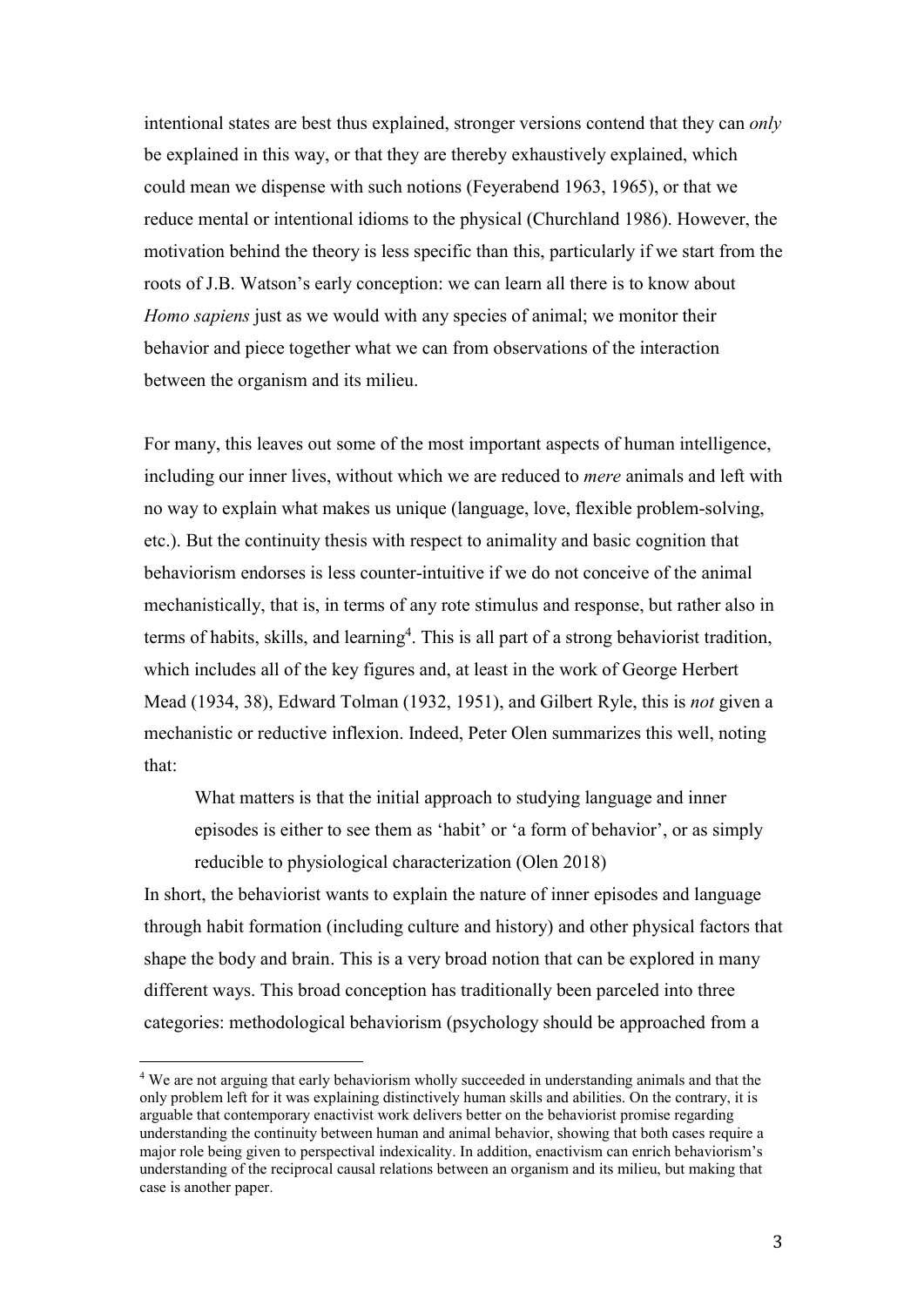intentional states are best thus explained, stronger versions contend that they can *only* be explained in this way, or that they are thereby exhaustively explained, which could mean we dispense with such notions (Feyerabend 1963, 1965), or that we reduce mental or intentional idioms to the physical (Churchland 1986). However, the motivation behind the theory is less specific than this, particularly if we start from the roots of J.B. Watson's early conception: we can learn all there is to know about *Homo sapiens* just as we would with any species of animal; we monitor their behavior and piece together what we can from observations of the interaction between the organism and its milieu.

For many, this leaves out some of the most important aspects of human intelligence, including our inner lives, without which we are reduced to *mere* animals and left with no way to explain what makes us unique (language, love, flexible problem-solving, etc.). But the continuity thesis with respect to animality and basic cognition that behaviorism endorses is less counter-intuitive if we do not conceive of the animal mechanistically, that is, in terms of any rote stimulus and response, but rather also in terms of habits, skills, and learning[4]. This is all part of a strong behaviorist tradition, which includes all of the key figures and, at least in the work of George Herbert Mead (1934, 38), Edward Tolman (1932, 1951), and Gilbert Ryle, this is *not* given a mechanistic or reductive inflexion. Indeed, Peter Olen summarizes this well, noting that:

> What matters is that the initial approach to studying language and inner episodes is either to see them as 'habit' or 'a form of behavior', or as simply reducible to physiological characterization (Olen 2018)

In short, the behaviorist wants to explain the nature of inner episodes and language through habit formation (including culture and history) and other physical factors that shape the body and brain. This is a very broad notion that can be explored in many different ways. This broad conception has traditionally been parceled into three categories: methodological behaviorism (psychology should be approached from a

---

[4] We are not arguing that early behaviorism wholly succeeded in understanding animals and that the only problem left for it was explaining distinctively human skills and abilities. On the contrary, it is arguable that contemporary enactivist work delivers better on the behaviorist promise regarding understanding the continuity between human and animal behavior, showing that both cases require a major role being given to perspectival indexicality. In addition, enactivism can enrich behaviorism's understanding of the reciprocal causal relations between an organism and its milieu, but making that case is another paper.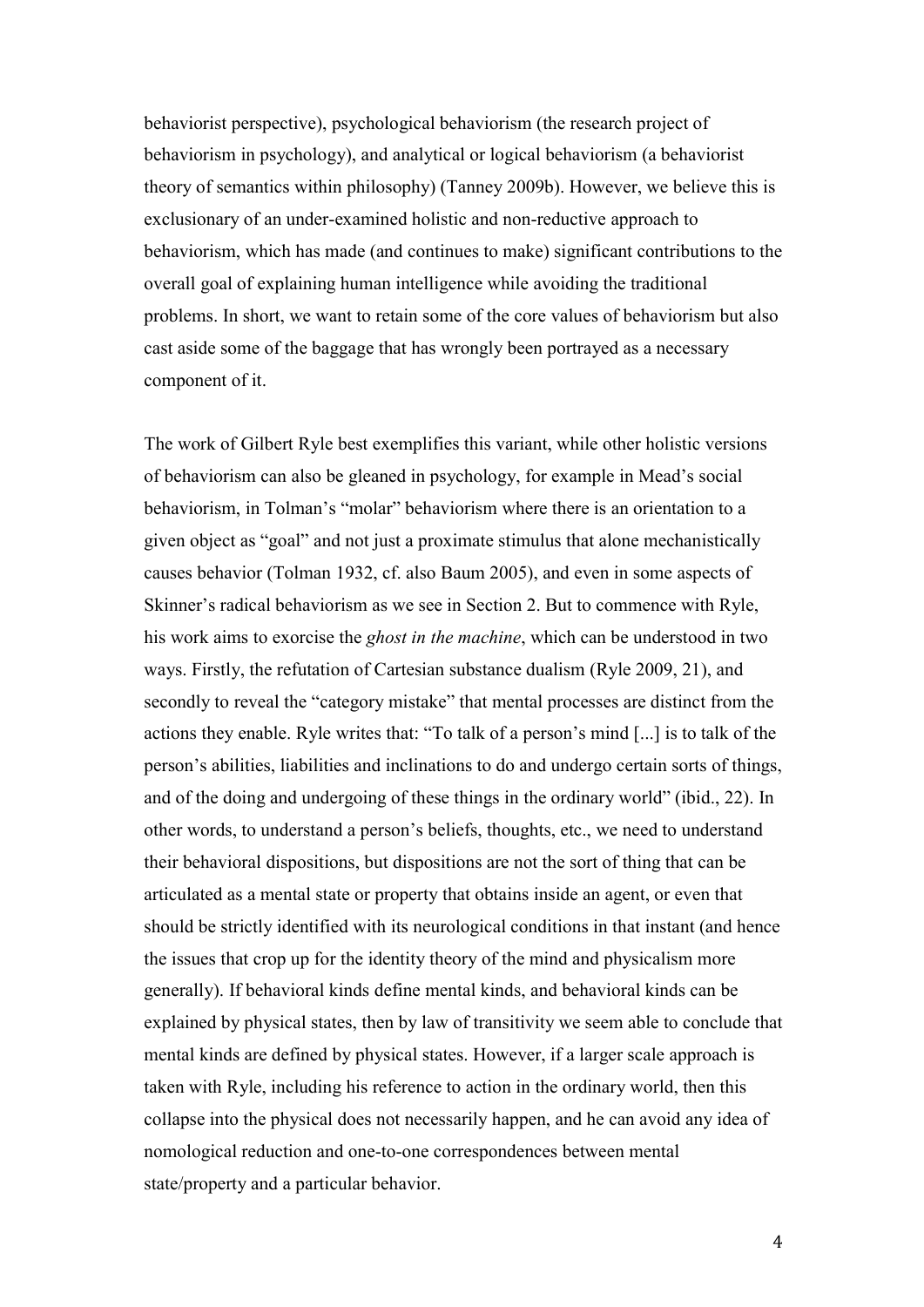behaviorist perspective), psychological behaviorism (the research project of behaviorism in psychology), and analytical or logical behaviorism (a behaviorist theory of semantics within philosophy) (Tanney 2009b). However, we believe this is exclusionary of an under-examined holistic and non-reductive approach to behaviorism, which has made (and continues to make) significant contributions to the overall goal of explaining human intelligence while avoiding the traditional problems. In short, we want to retain some of the core values of behaviorism but also cast aside some of the baggage that has wrongly been portrayed as a necessary component of it.

The work of Gilbert Ryle best exemplifies this variant, while other holistic versions of behaviorism can also be gleaned in psychology, for example in Mead's social behaviorism, in Tolman's "molar" behaviorism where there is an orientation to a given object as "goal" and not just a proximate stimulus that alone mechanistically causes behavior (Tolman 1932, cf. also Baum 2005), and even in some aspects of Skinner's radical behaviorism as we see in Section 2. But to commence with Ryle, his work aims to exorcise the *ghost in the machine*, which can be understood in two ways. Firstly, the refutation of Cartesian substance dualism (Ryle 2009, 21), and secondly to reveal the "category mistake" that mental processes are distinct from the actions they enable. Ryle writes that: "To talk of a person's mind [...] is to talk of the person's abilities, liabilities and inclinations to do and undergo certain sorts of things, and of the doing and undergoing of these things in the ordinary world" (ibid., 22). In other words, to understand a person's beliefs, thoughts, etc., we need to understand their behavioral dispositions, but dispositions are not the sort of thing that can be articulated as a mental state or property that obtains inside an agent, or even that should be strictly identified with its neurological conditions in that instant (and hence the issues that crop up for the identity theory of the mind and physicalism more generally). If behavioral kinds define mental kinds, and behavioral kinds can be explained by physical states, then by law of transitivity we seem able to conclude that mental kinds are defined by physical states. However, if a larger scale approach is taken with Ryle, including his reference to action in the ordinary world, then this collapse into the physical does not necessarily happen, and he can avoid any idea of nomological reduction and one-to-one correspondences between mental state/property and a particular behavior.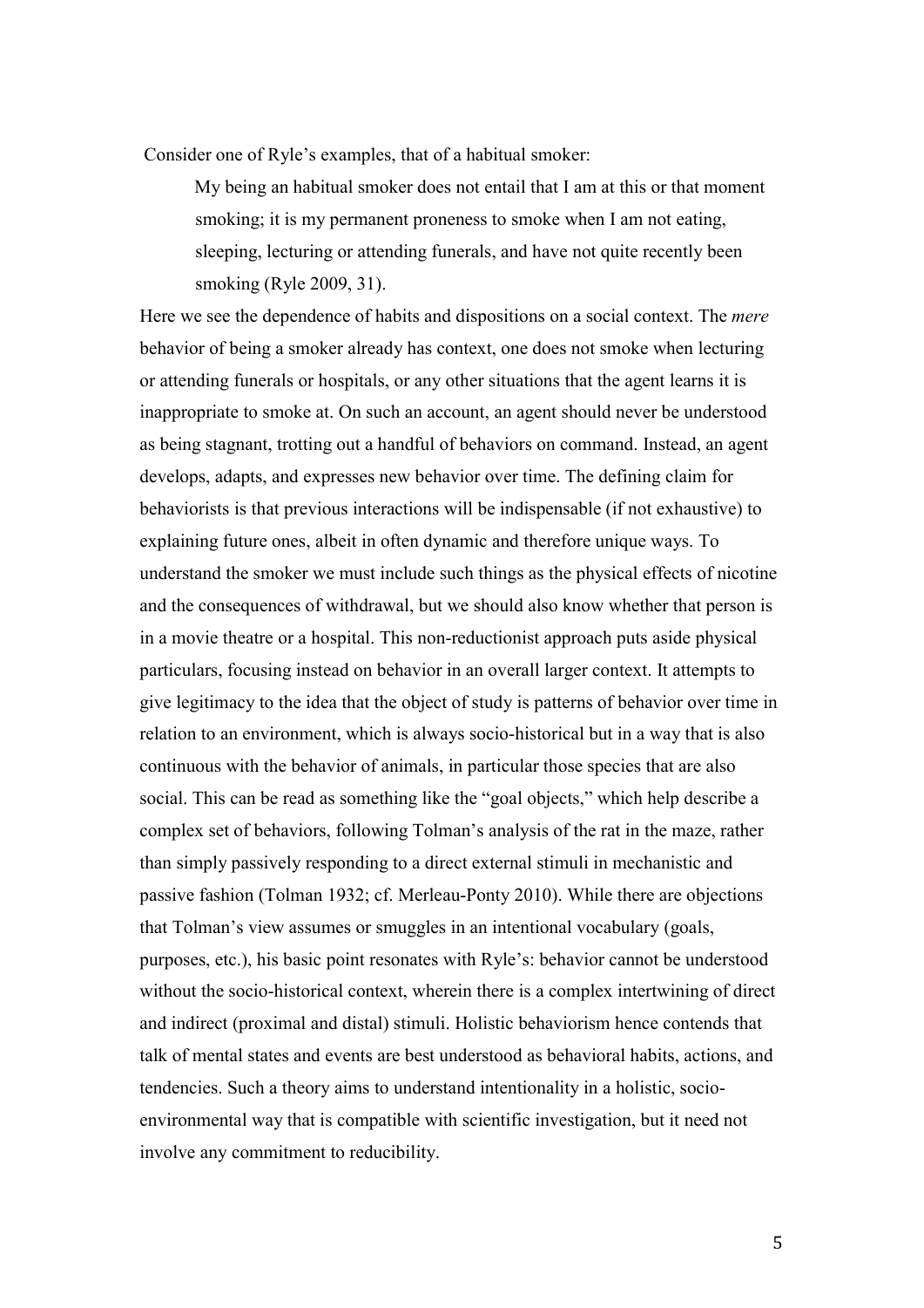Consider one of Ryle's examples, that of a habitual smoker:

> My being an habitual smoker does not entail that I am at this or that moment smoking; it is my permanent proneness to smoke when I am not eating, sleeping, lecturing or attending funerals, and have not quite recently been smoking (Ryle 2009, 31).

Here we see the dependence of habits and dispositions on a social context. The *mere* behavior of being a smoker already has context, one does not smoke when lecturing or attending funerals or hospitals, or any other situations that the agent learns it is inappropriate to smoke at. On such an account, an agent should never be understood as being stagnant, trotting out a handful of behaviors on command. Instead, an agent develops, adapts, and expresses new behavior over time. The defining claim for behaviorists is that previous interactions will be indispensable (if not exhaustive) to explaining future ones, albeit in often dynamic and therefore unique ways. To understand the smoker we must include such things as the physical effects of nicotine and the consequences of withdrawal, but we should also know whether that person is in a movie theatre or a hospital. This non-reductionist approach puts aside physical particulars, focusing instead on behavior in an overall larger context. It attempts to give legitimacy to the idea that the object of study is patterns of behavior over time in relation to an environment, which is always socio-historical but in a way that is also continuous with the behavior of animals, in particular those species that are also social. This can be read as something like the "goal objects," which help describe a complex set of behaviors, following Tolman's analysis of the rat in the maze, rather than simply passively responding to a direct external stimuli in mechanistic and passive fashion (Tolman 1932; cf. Merleau-Ponty 2010). While there are objections that Tolman's view assumes or smuggles in an intentional vocabulary (goals, purposes, etc.), his basic point resonates with Ryle's: behavior cannot be understood without the socio-historical context, wherein there is a complex intertwining of direct and indirect (proximal and distal) stimuli. Holistic behaviorism hence contends that talk of mental states and events are best understood as behavioral habits, actions, and tendencies. Such a theory aims to understand intentionality in a holistic, socio-environmental way that is compatible with scientific investigation, but it need not involve any commitment to reducibility.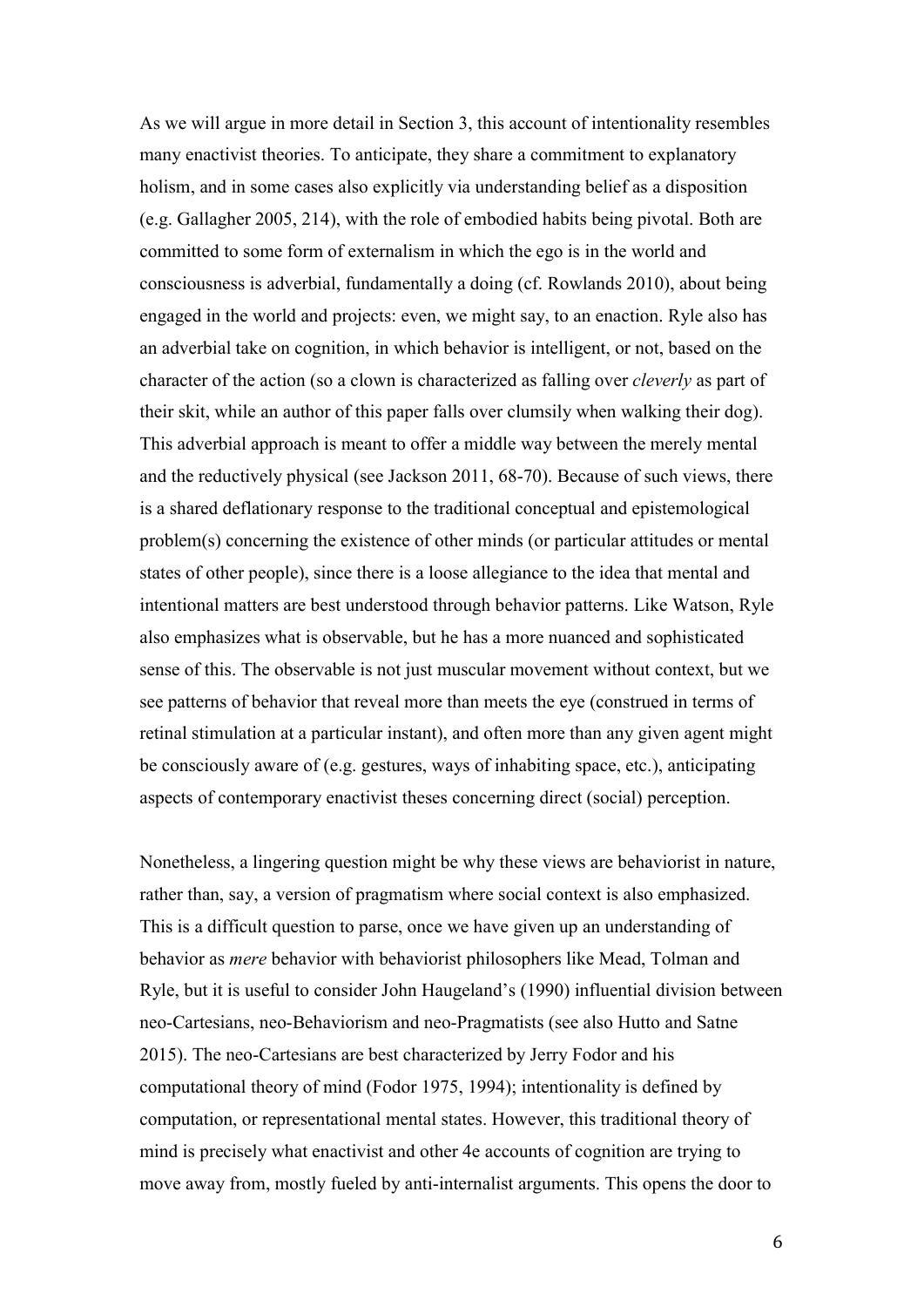As we will argue in more detail in Section 3, this account of intentionality resembles many enactivist theories. To anticipate, they share a commitment to explanatory holism, and in some cases also explicitly via understanding belief as a disposition (e.g. Gallagher 2005, 214), with the role of embodied habits being pivotal. Both are committed to some form of externalism in which the ego is in the world and consciousness is adverbial, fundamentally a doing (cf. Rowlands 2010), about being engaged in the world and projects: even, we might say, to an enaction. Ryle also has an adverbial take on cognition, in which behavior is intelligent, or not, based on the character of the action (so a clown is characterized as falling over *cleverly* as part of their skit, while an author of this paper falls over clumsily when walking their dog). This adverbial approach is meant to offer a middle way between the merely mental and the reductively physical (see Jackson 2011, 68-70). Because of such views, there is a shared deflationary response to the traditional conceptual and epistemological problem(s) concerning the existence of other minds (or particular attitudes or mental states of other people), since there is a loose allegiance to the idea that mental and intentional matters are best understood through behavior patterns. Like Watson, Ryle also emphasizes what is observable, but he has a more nuanced and sophisticated sense of this. The observable is not just muscular movement without context, but we see patterns of behavior that reveal more than meets the eye (construed in terms of retinal stimulation at a particular instant), and often more than any given agent might be consciously aware of (e.g. gestures, ways of inhabiting space, etc.), anticipating aspects of contemporary enactivist theses concerning direct (social) perception.

Nonetheless, a lingering question might be why these views are behaviorist in nature, rather than, say, a version of pragmatism where social context is also emphasized. This is a difficult question to parse, once we have given up an understanding of behavior as *mere* behavior with behaviorist philosophers like Mead, Tolman and Ryle, but it is useful to consider John Haugeland's (1990) influential division between neo-Cartesians, neo-Behaviorism and neo-Pragmatists (see also Hutto and Satne 2015). The neo-Cartesians are best characterized by Jerry Fodor and his computational theory of mind (Fodor 1975, 1994); intentionality is defined by computation, or representational mental states. However, this traditional theory of mind is precisely what enactivist and other 4e accounts of cognition are trying to move away from, mostly fueled by anti-internalist arguments. This opens the door to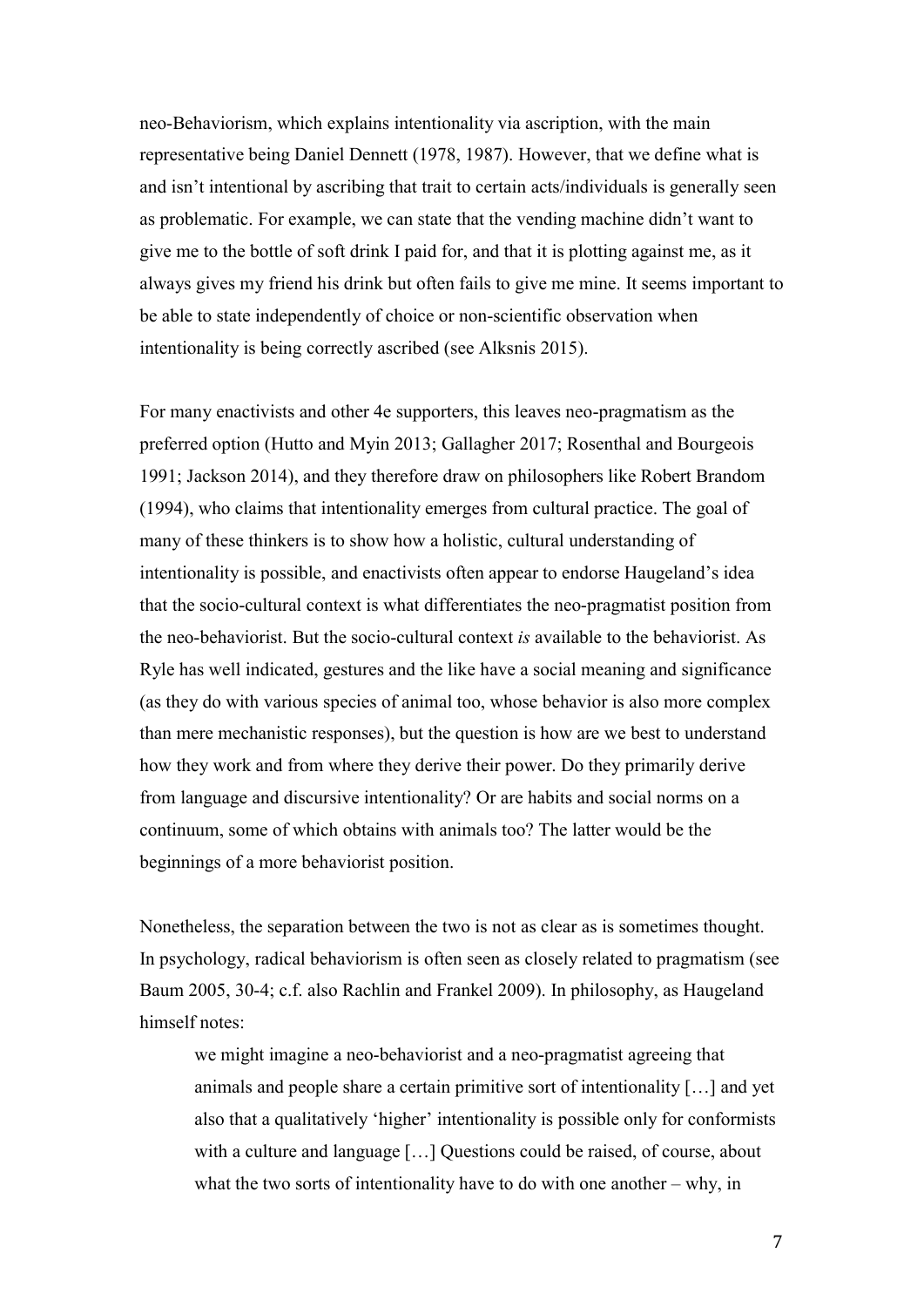neo-Behaviorism, which explains intentionality via ascription, with the main representative being Daniel Dennett (1978, 1987). However, that we define what is and isn't intentional by ascribing that trait to certain acts/individuals is generally seen as problematic. For example, we can state that the vending machine didn't want to give me to the bottle of soft drink I paid for, and that it is plotting against me, as it always gives my friend his drink but often fails to give me mine. It seems important to be able to state independently of choice or non-scientific observation when intentionality is being correctly ascribed (see Alksnis 2015).

For many enactivists and other 4e supporters, this leaves neo-pragmatism as the preferred option (Hutto and Myin 2013; Gallagher 2017; Rosenthal and Bourgeois 1991; Jackson 2014), and they therefore draw on philosophers like Robert Brandom (1994), who claims that intentionality emerges from cultural practice. The goal of many of these thinkers is to show how a holistic, cultural understanding of intentionality is possible, and enactivists often appear to endorse Haugeland's idea that the socio-cultural context is what differentiates the neo-pragmatist position from the neo-behaviorist. But the socio-cultural context *is* available to the behaviorist. As Ryle has well indicated, gestures and the like have a social meaning and significance (as they do with various species of animal too, whose behavior is also more complex than mere mechanistic responses), but the question is how are we best to understand how they work and from where they derive their power. Do they primarily derive from language and discursive intentionality? Or are habits and social norms on a continuum, some of which obtains with animals too? The latter would be the beginnings of a more behaviorist position.

Nonetheless, the separation between the two is not as clear as is sometimes thought. In psychology, radical behaviorism is often seen as closely related to pragmatism (see Baum 2005, 30-4; c.f. also Rachlin and Frankel 2009). In philosophy, as Haugeland himself notes:

> we might imagine a neo-behaviorist and a neo-pragmatist agreeing that animals and people share a certain primitive sort of intentionality […] and yet also that a qualitatively 'higher' intentionality is possible only for conformists with a culture and language […] Questions could be raised, of course, about what the two sorts of intentionality have to do with one another – why, in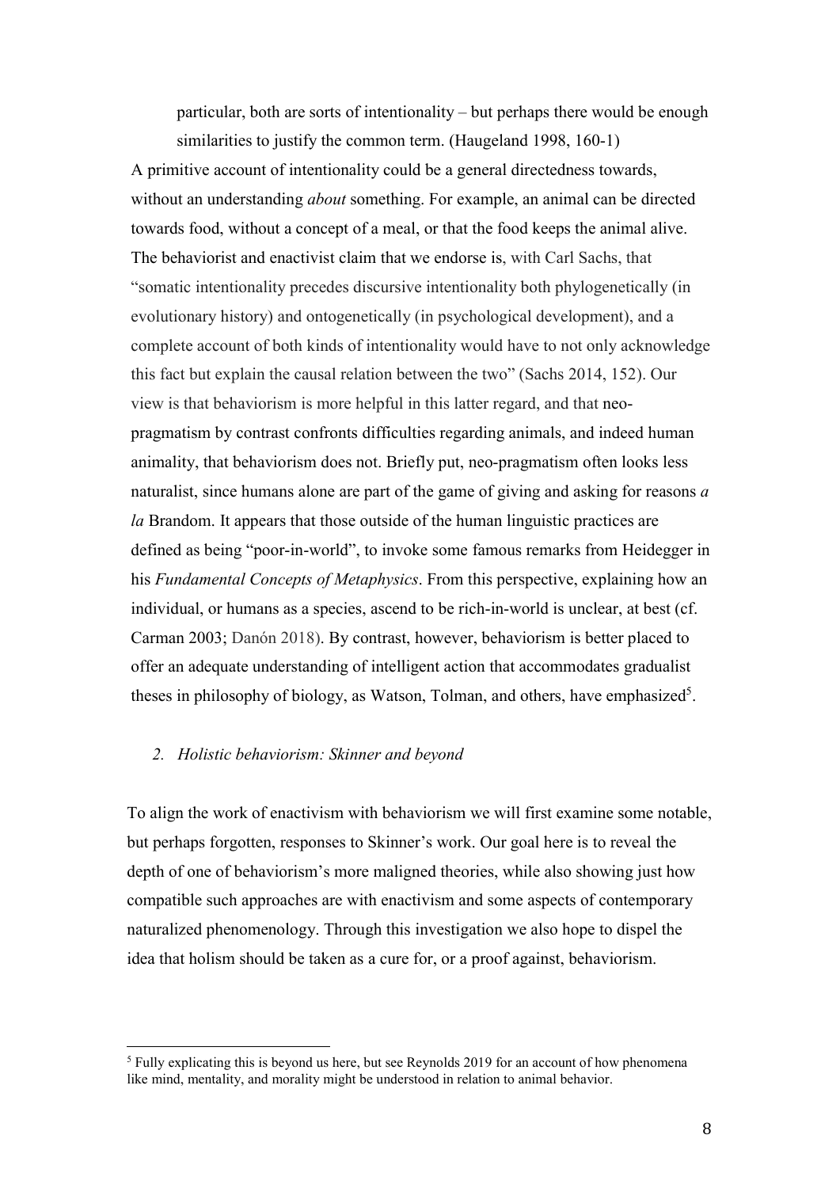particular, both are sorts of intentionality – but perhaps there would be enough similarities to justify the common term. (Haugeland 1998, 160-1)

A primitive account of intentionality could be a general directedness towards, without an understanding *about* something. For example, an animal can be directed towards food, without a concept of a meal, or that the food keeps the animal alive. The behaviorist and enactivist claim that we endorse is, with Carl Sachs, that "somatic intentionality precedes discursive intentionality both phylogenetically (in evolutionary history) and ontogenetically (in psychological development), and a complete account of both kinds of intentionality would have to not only acknowledge this fact but explain the causal relation between the two" (Sachs 2014, 152). Our view is that behaviorism is more helpful in this latter regard, and that neo-pragmatism by contrast confronts difficulties regarding animals, and indeed human animality, that behaviorism does not. Briefly put, neo-pragmatism often looks less naturalist, since humans alone are part of the game of giving and asking for reasons *a la* Brandom. It appears that those outside of the human linguistic practices are defined as being "poor-in-world", to invoke some famous remarks from Heidegger in his *Fundamental Concepts of Metaphysics*. From this perspective, explaining how an individual, or humans as a species, ascend to be rich-in-world is unclear, at best (cf. Carman 2003; Danón 2018). By contrast, however, behaviorism is better placed to offer an adequate understanding of intelligent action that accommodates gradualist theses in philosophy of biology, as Watson, Tolman, and others, have emphasized[5].

## *2. Holistic behaviorism: Skinner and beyond*

To align the work of enactivism with behaviorism we will first examine some notable, but perhaps forgotten, responses to Skinner's work. Our goal here is to reveal the depth of one of behaviorism's more maligned theories, while also showing just how compatible such approaches are with enactivism and some aspects of contemporary naturalized phenomenology. Through this investigation we also hope to dispel the idea that holism should be taken as a cure for, or a proof against, behaviorism.

[5] Fully explicating this is beyond us here, but see Reynolds 2019 for an account of how phenomena like mind, mentality, and morality might be understood in relation to animal behavior.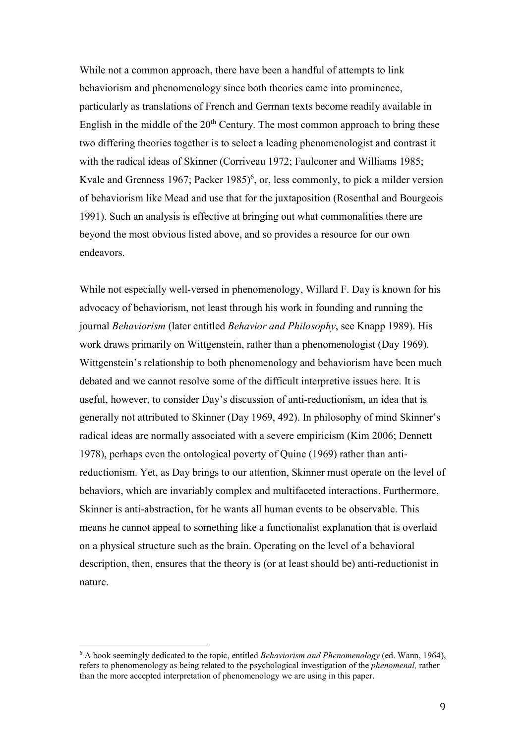While not a common approach, there have been a handful of attempts to link behaviorism and phenomenology since both theories came into prominence, particularly as translations of French and German texts become readily available in English in the middle of the 20th Century. The most common approach to bring these two differing theories together is to select a leading phenomenologist and contrast it with the radical ideas of Skinner (Corriveau 1972; Faulconer and Williams 1985; Kvale and Grenness 1967; Packer 1985)[6], or, less commonly, to pick a milder version of behaviorism like Mead and use that for the juxtaposition (Rosenthal and Bourgeois 1991). Such an analysis is effective at bringing out what commonalities there are beyond the most obvious listed above, and so provides a resource for our own endeavors.

While not especially well-versed in phenomenology, Willard F. Day is known for his advocacy of behaviorism, not least through his work in founding and running the journal *Behaviorism* (later entitled *Behavior and Philosophy*, see Knapp 1989). His work draws primarily on Wittgenstein, rather than a phenomenologist (Day 1969). Wittgenstein's relationship to both phenomenology and behaviorism have been much debated and we cannot resolve some of the difficult interpretive issues here. It is useful, however, to consider Day's discussion of anti-reductionism, an idea that is generally not attributed to Skinner (Day 1969, 492). In philosophy of mind Skinner's radical ideas are normally associated with a severe empiricism (Kim 2006; Dennett 1978), perhaps even the ontological poverty of Quine (1969) rather than anti-reductionism. Yet, as Day brings to our attention, Skinner must operate on the level of behaviors, which are invariably complex and multifaceted interactions. Furthermore, Skinner is anti-abstraction, for he wants all human events to be observable. This means he cannot appeal to something like a functionalist explanation that is overlaid on a physical structure such as the brain. Operating on the level of a behavioral description, then, ensures that the theory is (or at least should be) anti-reductionist in nature.

[6] A book seemingly dedicated to the topic, entitled *Behaviorism and Phenomenology* (ed. Wann, 1964), refers to phenomenology as being related to the psychological investigation of the *phenomenal,* rather than the more accepted interpretation of phenomenology we are using in this paper.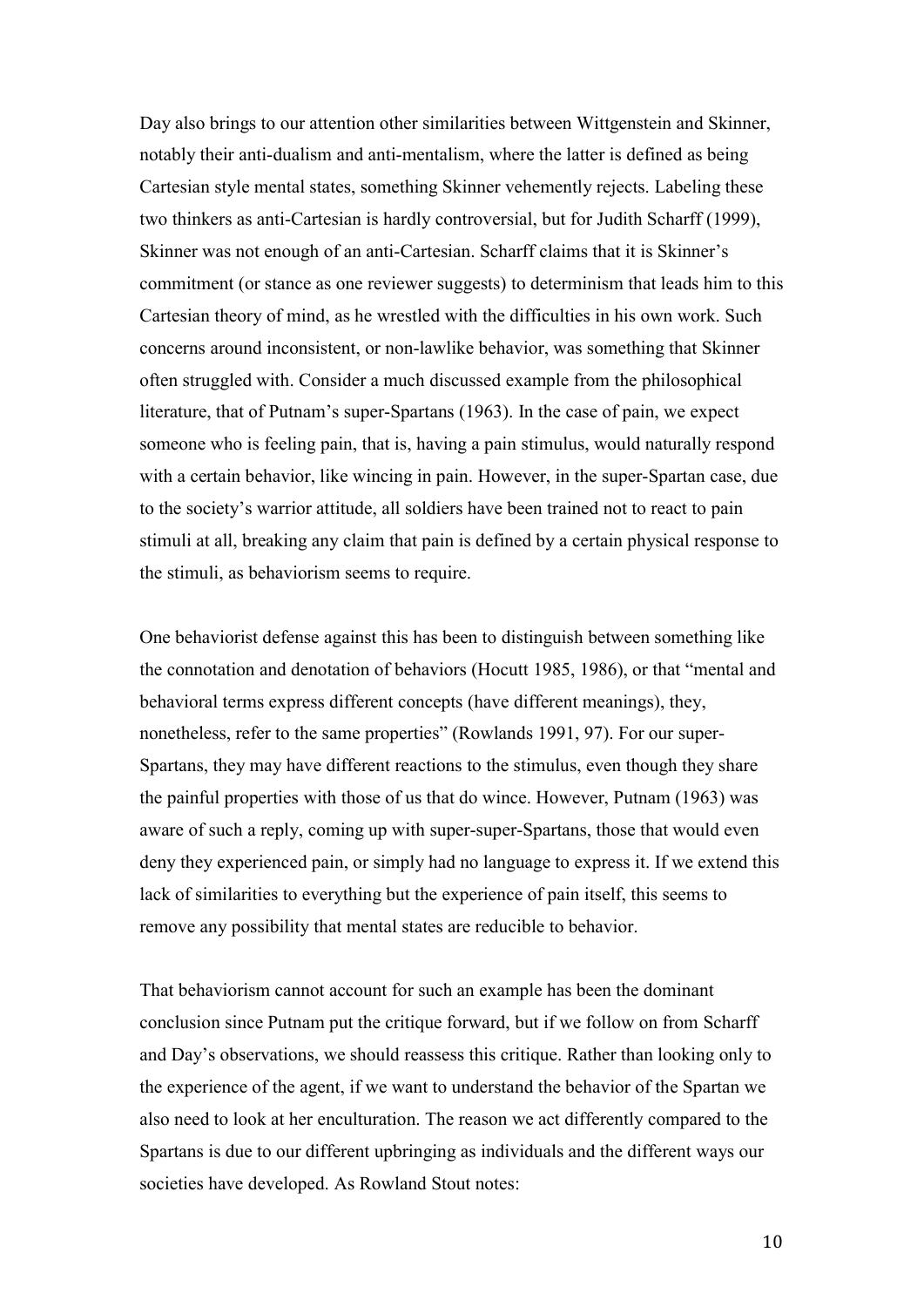Day also brings to our attention other similarities between Wittgenstein and Skinner, notably their anti-dualism and anti-mentalism, where the latter is defined as being Cartesian style mental states, something Skinner vehemently rejects. Labeling these two thinkers as anti-Cartesian is hardly controversial, but for Judith Scharff (1999), Skinner was not enough of an anti-Cartesian. Scharff claims that it is Skinner's commitment (or stance as one reviewer suggests) to determinism that leads him to this Cartesian theory of mind, as he wrestled with the difficulties in his own work. Such concerns around inconsistent, or non-lawlike behavior, was something that Skinner often struggled with. Consider a much discussed example from the philosophical literature, that of Putnam's super-Spartans (1963). In the case of pain, we expect someone who is feeling pain, that is, having a pain stimulus, would naturally respond with a certain behavior, like wincing in pain. However, in the super-Spartan case, due to the society's warrior attitude, all soldiers have been trained not to react to pain stimuli at all, breaking any claim that pain is defined by a certain physical response to the stimuli, as behaviorism seems to require.

One behaviorist defense against this has been to distinguish between something like the connotation and denotation of behaviors (Hocutt 1985, 1986), or that "mental and behavioral terms express different concepts (have different meanings), they, nonetheless, refer to the same properties" (Rowlands 1991, 97). For our super-Spartans, they may have different reactions to the stimulus, even though they share the painful properties with those of us that do wince. However, Putnam (1963) was aware of such a reply, coming up with super-super-Spartans, those that would even deny they experienced pain, or simply had no language to express it. If we extend this lack of similarities to everything but the experience of pain itself, this seems to remove any possibility that mental states are reducible to behavior.

That behaviorism cannot account for such an example has been the dominant conclusion since Putnam put the critique forward, but if we follow on from Scharff and Day's observations, we should reassess this critique. Rather than looking only to the experience of the agent, if we want to understand the behavior of the Spartan we also need to look at her enculturation. The reason we act differently compared to the Spartans is due to our different upbringing as individuals and the different ways our societies have developed. As Rowland Stout notes: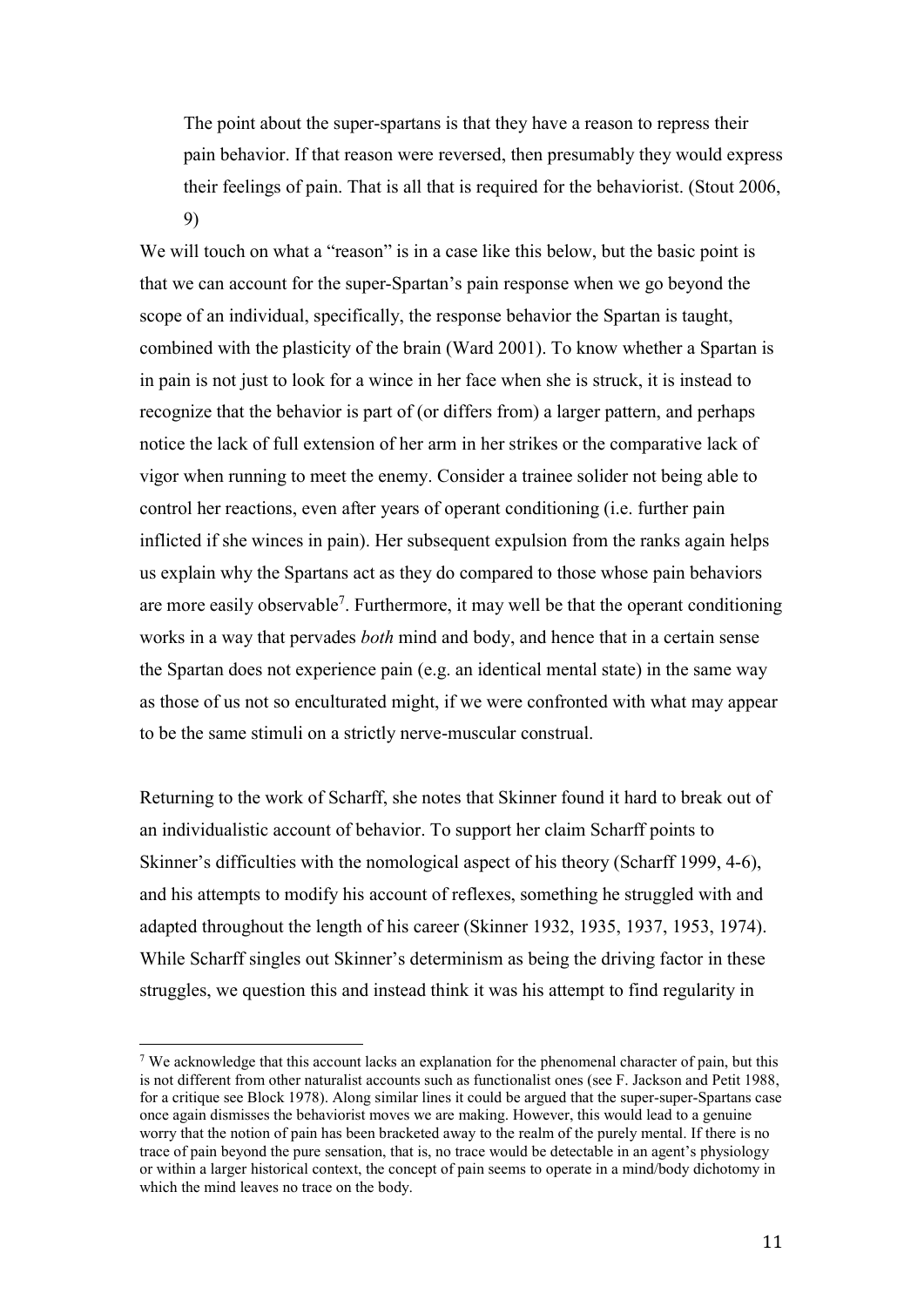> The point about the super-spartans is that they have a reason to repress their pain behavior. If that reason were reversed, then presumably they would express their feelings of pain. That is all that is required for the behaviorist. (Stout 2006, 9)

We will touch on what a "reason" is in a case like this below, but the basic point is that we can account for the super-Spartan's pain response when we go beyond the scope of an individual, specifically, the response behavior the Spartan is taught, combined with the plasticity of the brain (Ward 2001). To know whether a Spartan is in pain is not just to look for a wince in her face when she is struck, it is instead to recognize that the behavior is part of (or differs from) a larger pattern, and perhaps notice the lack of full extension of her arm in her strikes or the comparative lack of vigor when running to meet the enemy. Consider a trainee solider not being able to control her reactions, even after years of operant conditioning (i.e. further pain inflicted if she winces in pain). Her subsequent expulsion from the ranks again helps us explain why the Spartans act as they do compared to those whose pain behaviors are more easily observable[7]. Furthermore, it may well be that the operant conditioning works in a way that pervades *both* mind and body, and hence that in a certain sense the Spartan does not experience pain (e.g. an identical mental state) in the same way as those of us not so enculturated might, if we were confronted with what may appear to be the same stimuli on a strictly nerve-muscular construal.

Returning to the work of Scharff, she notes that Skinner found it hard to break out of an individualistic account of behavior. To support her claim Scharff points to Skinner's difficulties with the nomological aspect of his theory (Scharff 1999, 4-6), and his attempts to modify his account of reflexes, something he struggled with and adapted throughout the length of his career (Skinner 1932, 1935, 1937, 1953, 1974). While Scharff singles out Skinner's determinism as being the driving factor in these struggles, we question this and instead think it was his attempt to find regularity in

---

[7] We acknowledge that this account lacks an explanation for the phenomenal character of pain, but this is not different from other naturalist accounts such as functionalist ones (see F. Jackson and Petit 1988, for a critique see Block 1978). Along similar lines it could be argued that the super-super-Spartans case once again dismisses the behaviorist moves we are making. However, this would lead to a genuine worry that the notion of pain has been bracketed away to the realm of the purely mental. If there is no trace of pain beyond the pure sensation, that is, no trace would be detectable in an agent's physiology or within a larger historical context, the concept of pain seems to operate in a mind/body dichotomy in which the mind leaves no trace on the body.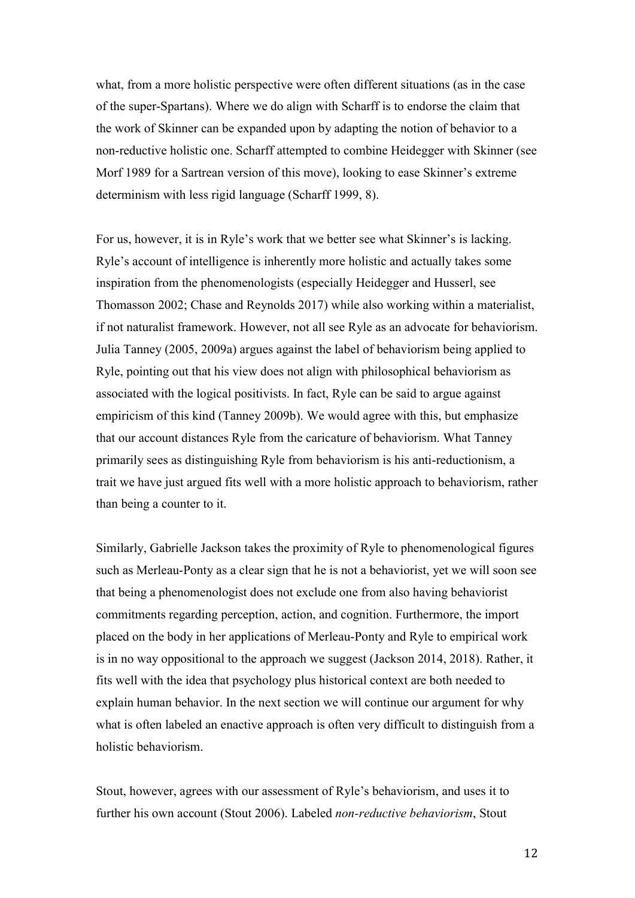what, from a more holistic perspective were often different situations (as in the case of the super-Spartans). Where we do align with Scharff is to endorse the claim that the work of Skinner can be expanded upon by adapting the notion of behavior to a non-reductive holistic one. Scharff attempted to combine Heidegger with Skinner (see Morf 1989 for a Sartrean version of this move), looking to ease Skinner's extreme determinism with less rigid language (Scharff 1999, 8).

For us, however, it is in Ryle's work that we better see what Skinner's is lacking. Ryle's account of intelligence is inherently more holistic and actually takes some inspiration from the phenomenologists (especially Heidegger and Husserl, see Thomasson 2002; Chase and Reynolds 2017) while also working within a materialist, if not naturalist framework. However, not all see Ryle as an advocate for behaviorism. Julia Tanney (2005, 2009a) argues against the label of behaviorism being applied to Ryle, pointing out that his view does not align with philosophical behaviorism as associated with the logical positivists. In fact, Ryle can be said to argue against empiricism of this kind (Tanney 2009b). We would agree with this, but emphasize that our account distances Ryle from the caricature of behaviorism. What Tanney primarily sees as distinguishing Ryle from behaviorism is his anti-reductionism, a trait we have just argued fits well with a more holistic approach to behaviorism, rather than being a counter to it.

Similarly, Gabrielle Jackson takes the proximity of Ryle to phenomenological figures such as Merleau-Ponty as a clear sign that he is not a behaviorist, yet we will soon see that being a phenomenologist does not exclude one from also having behaviorist commitments regarding perception, action, and cognition. Furthermore, the import placed on the body in her applications of Merleau-Ponty and Ryle to empirical work is in no way oppositional to the approach we suggest (Jackson 2014, 2018). Rather, it fits well with the idea that psychology plus historical context are both needed to explain human behavior. In the next section we will continue our argument for why what is often labeled an enactive approach is often very difficult to distinguish from a holistic behaviorism.

Stout, however, agrees with our assessment of Ryle's behaviorism, and uses it to further his own account (Stout 2006). Labeled *non-reductive behaviorism*, Stout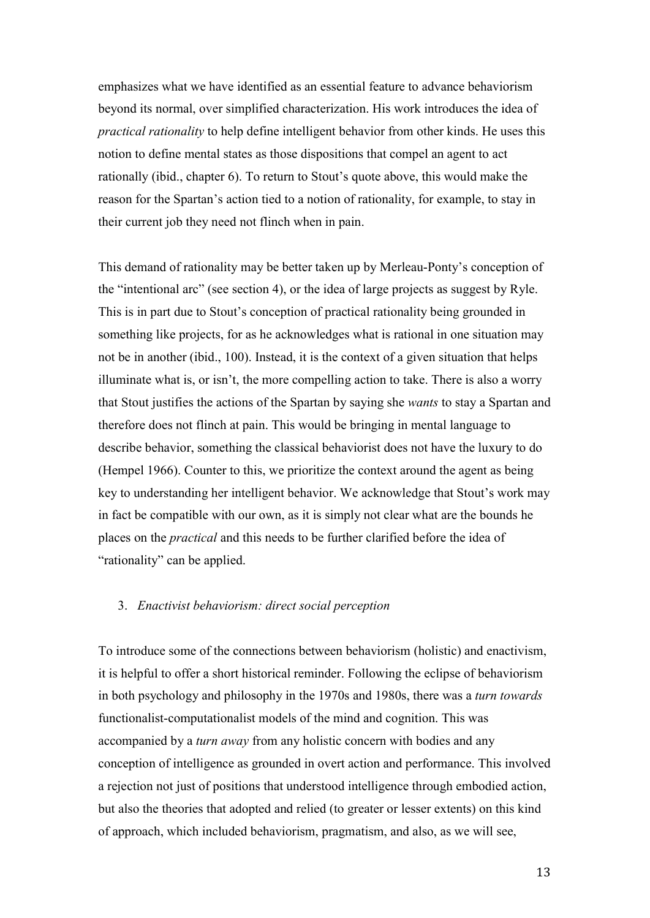emphasizes what we have identified as an essential feature to advance behaviorism beyond its normal, over simplified characterization. His work introduces the idea of *practical rationality* to help define intelligent behavior from other kinds. He uses this notion to define mental states as those dispositions that compel an agent to act rationally (ibid., chapter 6). To return to Stout's quote above, this would make the reason for the Spartan's action tied to a notion of rationality, for example, to stay in their current job they need not flinch when in pain.

This demand of rationality may be better taken up by Merleau-Ponty's conception of the "intentional arc" (see section 4), or the idea of large projects as suggest by Ryle. This is in part due to Stout's conception of practical rationality being grounded in something like projects, for as he acknowledges what is rational in one situation may not be in another (ibid., 100). Instead, it is the context of a given situation that helps illuminate what is, or isn't, the more compelling action to take. There is also a worry that Stout justifies the actions of the Spartan by saying she *wants* to stay a Spartan and therefore does not flinch at pain. This would be bringing in mental language to describe behavior, something the classical behaviorist does not have the luxury to do (Hempel 1966). Counter to this, we prioritize the context around the agent as being key to understanding her intelligent behavior. We acknowledge that Stout's work may in fact be compatible with our own, as it is simply not clear what are the bounds he places on the *practical* and this needs to be further clarified before the idea of "rationality" can be applied.

## 3. *Enactivist behaviorism: direct social perception*

To introduce some of the connections between behaviorism (holistic) and enactivism, it is helpful to offer a short historical reminder. Following the eclipse of behaviorism in both psychology and philosophy in the 1970s and 1980s, there was a *turn towards* functionalist-computationalist models of the mind and cognition. This was accompanied by a *turn away* from any holistic concern with bodies and any conception of intelligence as grounded in overt action and performance. This involved a rejection not just of positions that understood intelligence through embodied action, but also the theories that adopted and relied (to greater or lesser extents) on this kind of approach, which included behaviorism, pragmatism, and also, as we will see,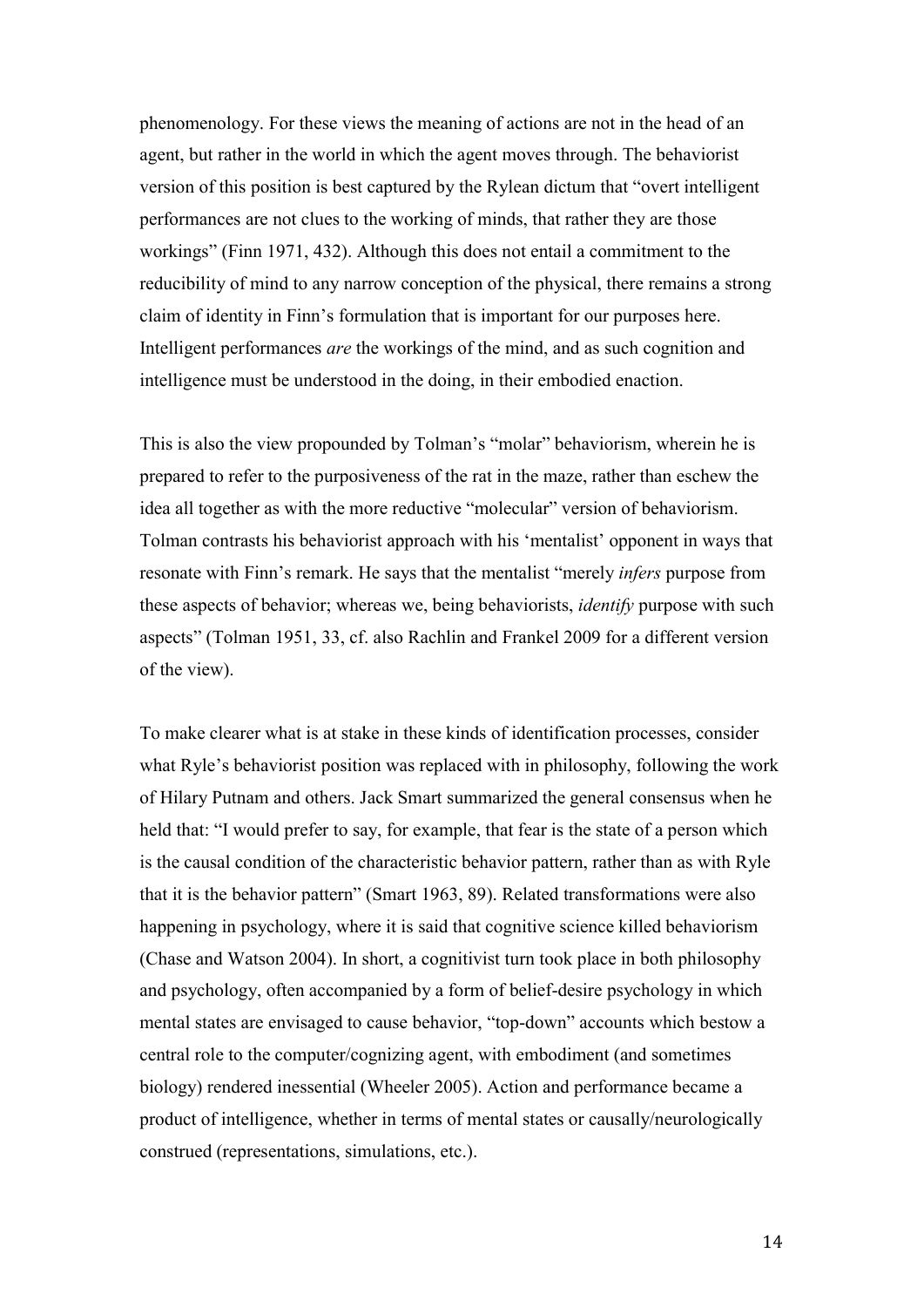phenomenology. For these views the meaning of actions are not in the head of an agent, but rather in the world in which the agent moves through. The behaviorist version of this position is best captured by the Rylean dictum that "overt intelligent performances are not clues to the working of minds, that rather they are those workings" (Finn 1971, 432). Although this does not entail a commitment to the reducibility of mind to any narrow conception of the physical, there remains a strong claim of identity in Finn's formulation that is important for our purposes here. Intelligent performances *are* the workings of the mind, and as such cognition and intelligence must be understood in the doing, in their embodied enaction.

This is also the view propounded by Tolman's "molar" behaviorism, wherein he is prepared to refer to the purposiveness of the rat in the maze, rather than eschew the idea all together as with the more reductive "molecular" version of behaviorism. Tolman contrasts his behaviorist approach with his 'mentalist' opponent in ways that resonate with Finn's remark. He says that the mentalist "merely *infers* purpose from these aspects of behavior; whereas we, being behaviorists, *identify* purpose with such aspects" (Tolman 1951, 33, cf. also Rachlin and Frankel 2009 for a different version of the view).

To make clearer what is at stake in these kinds of identification processes, consider what Ryle's behaviorist position was replaced with in philosophy, following the work of Hilary Putnam and others. Jack Smart summarized the general consensus when he held that: "I would prefer to say, for example, that fear is the state of a person which is the causal condition of the characteristic behavior pattern, rather than as with Ryle that it is the behavior pattern" (Smart 1963, 89). Related transformations were also happening in psychology, where it is said that cognitive science killed behaviorism (Chase and Watson 2004). In short, a cognitivist turn took place in both philosophy and psychology, often accompanied by a form of belief-desire psychology in which mental states are envisaged to cause behavior, "top-down" accounts which bestow a central role to the computer/cognizing agent, with embodiment (and sometimes biology) rendered inessential (Wheeler 2005). Action and performance became a product of intelligence, whether in terms of mental states or causally/neurologically construed (representations, simulations, etc.).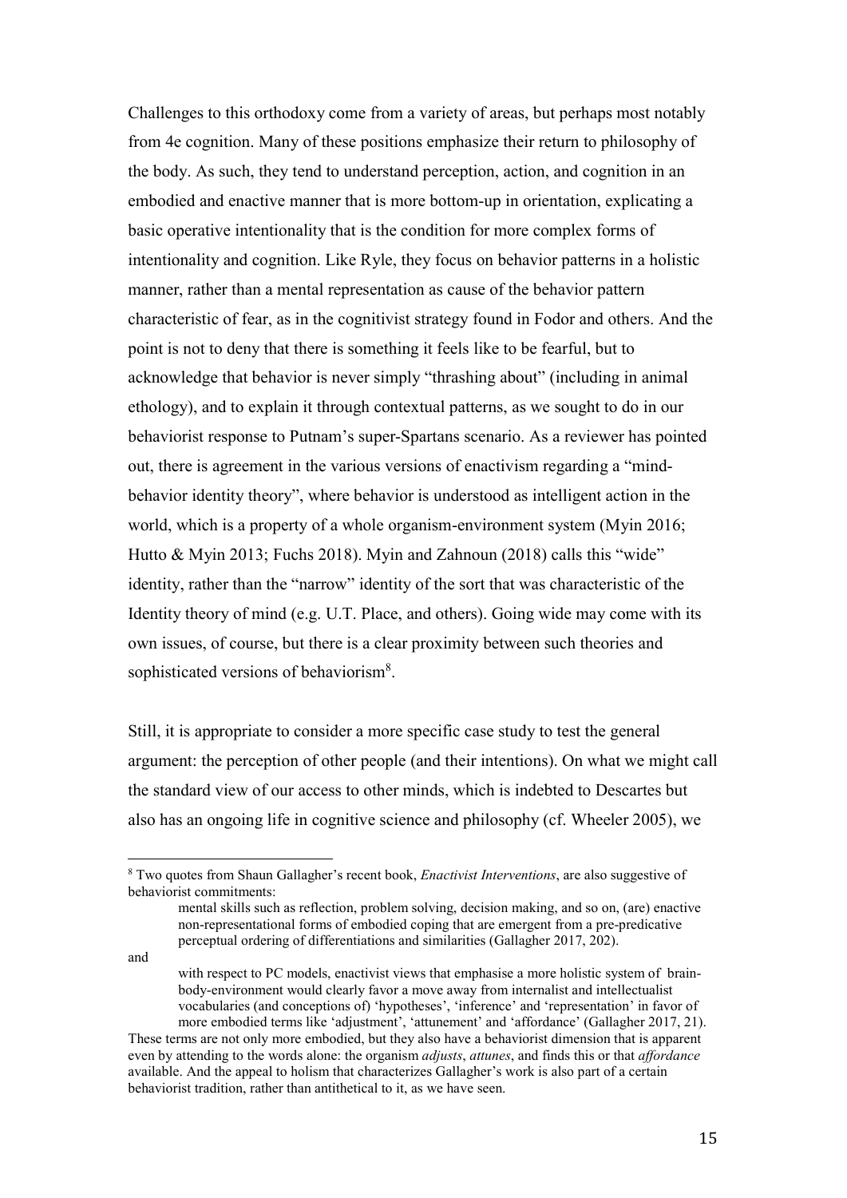Challenges to this orthodoxy come from a variety of areas, but perhaps most notably from 4e cognition. Many of these positions emphasize their return to philosophy of the body. As such, they tend to understand perception, action, and cognition in an embodied and enactive manner that is more bottom-up in orientation, explicating a basic operative intentionality that is the condition for more complex forms of intentionality and cognition. Like Ryle, they focus on behavior patterns in a holistic manner, rather than a mental representation as cause of the behavior pattern characteristic of fear, as in the cognitivist strategy found in Fodor and others. And the point is not to deny that there is something it feels like to be fearful, but to acknowledge that behavior is never simply "thrashing about" (including in animal ethology), and to explain it through contextual patterns, as we sought to do in our behaviorist response to Putnam's super-Spartans scenario. As a reviewer has pointed out, there is agreement in the various versions of enactivism regarding a "mind-behavior identity theory", where behavior is understood as intelligent action in the world, which is a property of a whole organism-environment system (Myin 2016; Hutto & Myin 2013; Fuchs 2018). Myin and Zahnoun (2018) calls this "wide" identity, rather than the "narrow" identity of the sort that was characteristic of the Identity theory of mind (e.g. U.T. Place, and others). Going wide may come with its own issues, of course, but there is a clear proximity between such theories and sophisticated versions of behaviorism[8].

Still, it is appropriate to consider a more specific case study to test the general argument: the perception of other people (and their intentions). On what we might call the standard view of our access to other minds, which is indebted to Descartes but also has an ongoing life in cognitive science and philosophy (cf. Wheeler 2005), we

---

[8] Two quotes from Shaun Gallagher's recent book, *Enactivist Interventions*, are also suggestive of behaviorist commitments:

> mental skills such as reflection, problem solving, decision making, and so on, (are) enactive non-representational forms of embodied coping that are emergent from a pre-predicative perceptual ordering of differentiations and similarities (Gallagher 2017, 202).

and

> with respect to PC models, enactivist views that emphasise a more holistic system of brain-body-environment would clearly favor a move away from internalist and intellectualist vocabularies (and conceptions of) 'hypotheses', 'inference' and 'representation' in favor of more embodied terms like 'adjustment', 'attunement' and 'affordance' (Gallagher 2017, 21).

These terms are not only more embodied, but they also have a behaviorist dimension that is apparent even by attending to the words alone: the organism *adjusts*, *attunes*, and finds this or that *affordance* available. And the appeal to holism that characterizes Gallagher's work is also part of a certain behaviorist tradition, rather than antithetical to it, as we have seen.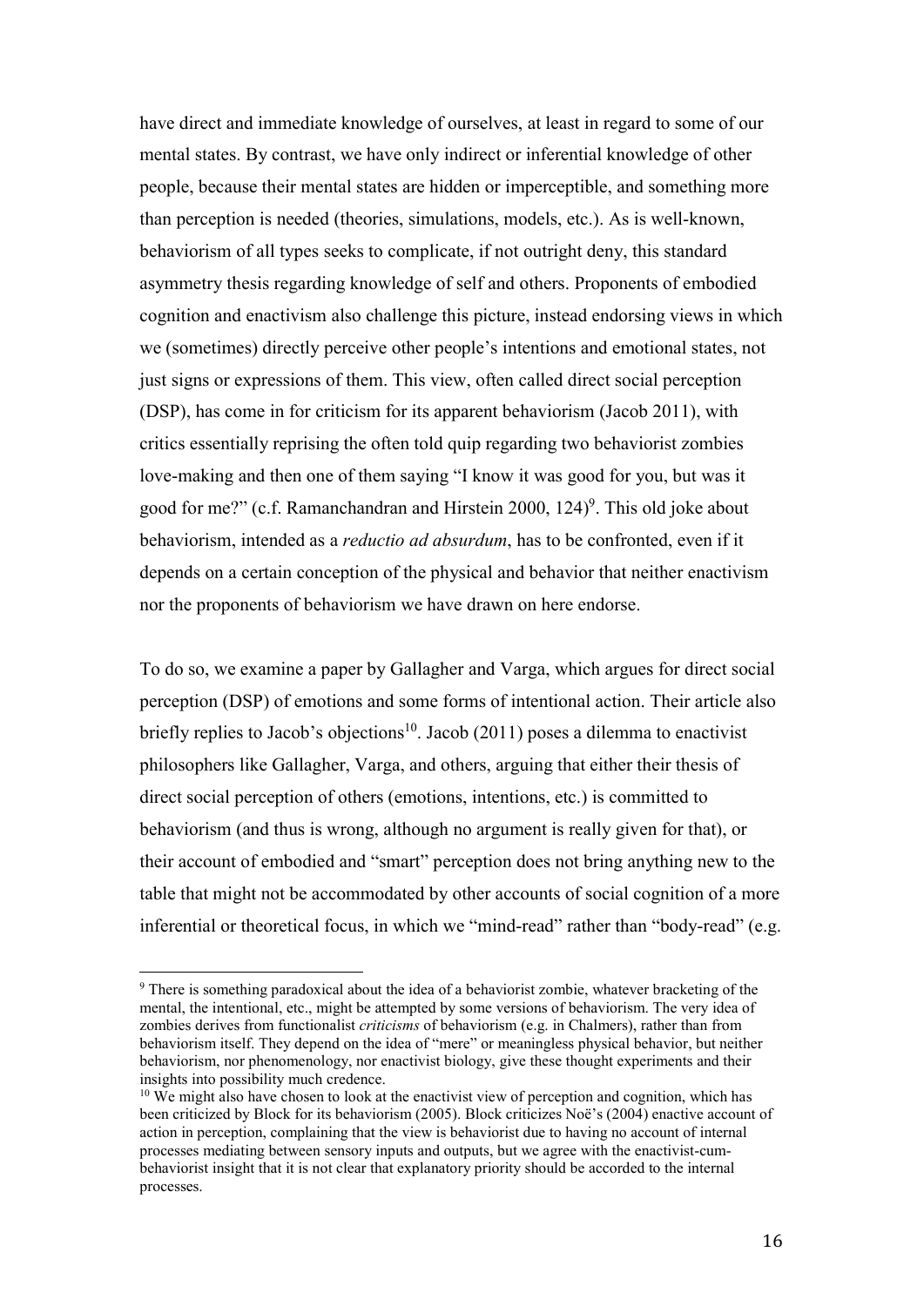have direct and immediate knowledge of ourselves, at least in regard to some of our mental states. By contrast, we have only indirect or inferential knowledge of other people, because their mental states are hidden or imperceptible, and something more than perception is needed (theories, simulations, models, etc.). As is well-known, behaviorism of all types seeks to complicate, if not outright deny, this standard asymmetry thesis regarding knowledge of self and others. Proponents of embodied cognition and enactivism also challenge this picture, instead endorsing views in which we (sometimes) directly perceive other people's intentions and emotional states, not just signs or expressions of them. This view, often called direct social perception (DSP), has come in for criticism for its apparent behaviorism (Jacob 2011), with critics essentially reprising the often told quip regarding two behaviorist zombies love-making and then one of them saying "I know it was good for you, but was it good for me?" (c.f. Ramanchandran and Hirstein 2000, 124)[9]. This old joke about behaviorism, intended as a *reductio ad absurdum*, has to be confronted, even if it depends on a certain conception of the physical and behavior that neither enactivism nor the proponents of behaviorism we have drawn on here endorse.

To do so, we examine a paper by Gallagher and Varga, which argues for direct social perception (DSP) of emotions and some forms of intentional action. Their article also briefly replies to Jacob's objections[10]. Jacob (2011) poses a dilemma to enactivist philosophers like Gallagher, Varga, and others, arguing that either their thesis of direct social perception of others (emotions, intentions, etc.) is committed to behaviorism (and thus is wrong, although no argument is really given for that), or their account of embodied and "smart" perception does not bring anything new to the table that might not be accommodated by other accounts of social cognition of a more inferential or theoretical focus, in which we "mind-read" rather than "body-read" (e.g.

---

[9] There is something paradoxical about the idea of a behaviorist zombie, whatever bracketing of the mental, the intentional, etc., might be attempted by some versions of behaviorism. The very idea of zombies derives from functionalist *criticisms* of behaviorism (e.g. in Chalmers), rather than from behaviorism itself. They depend on the idea of "mere" or meaningless physical behavior, but neither behaviorism, nor phenomenology, nor enactivist biology, give these thought experiments and their insights into possibility much credence.

[10] We might also have chosen to look at the enactivist view of perception and cognition, which has been criticized by Block for its behaviorism (2005). Block criticizes Noë's (2004) enactive account of action in perception, complaining that the view is behaviorist due to having no account of internal processes mediating between sensory inputs and outputs, but we agree with the enactivist-cum-behaviorist insight that it is not clear that explanatory priority should be accorded to the internal processes.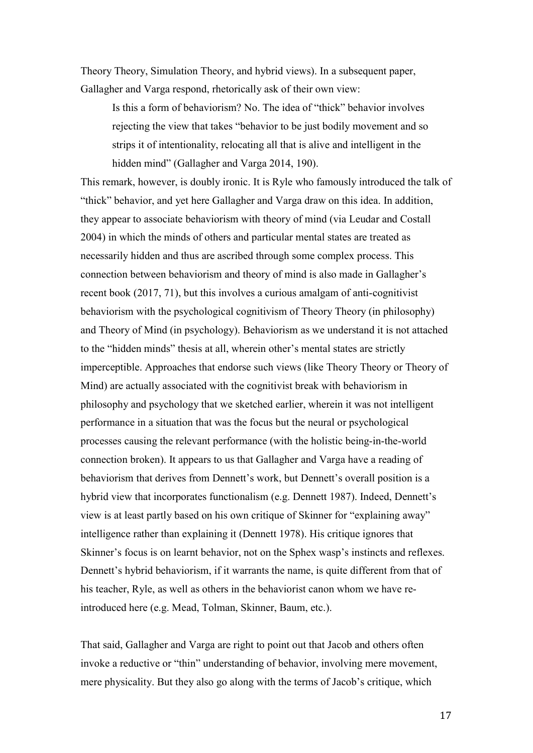Theory Theory, Simulation Theory, and hybrid views). In a subsequent paper, Gallagher and Varga respond, rhetorically ask of their own view:

> Is this a form of behaviorism? No. The idea of "thick" behavior involves rejecting the view that takes "behavior to be just bodily movement and so strips it of intentionality, relocating all that is alive and intelligent in the hidden mind" (Gallagher and Varga 2014, 190).

This remark, however, is doubly ironic. It is Ryle who famously introduced the talk of "thick" behavior, and yet here Gallagher and Varga draw on this idea. In addition, they appear to associate behaviorism with theory of mind (via Leudar and Costall 2004) in which the minds of others and particular mental states are treated as necessarily hidden and thus are ascribed through some complex process. This connection between behaviorism and theory of mind is also made in Gallagher's recent book (2017, 71), but this involves a curious amalgam of anti-cognitivist behaviorism with the psychological cognitivism of Theory Theory (in philosophy) and Theory of Mind (in psychology). Behaviorism as we understand it is not attached to the "hidden minds" thesis at all, wherein other's mental states are strictly imperceptible. Approaches that endorse such views (like Theory Theory or Theory of Mind) are actually associated with the cognitivist break with behaviorism in philosophy and psychology that we sketched earlier, wherein it was not intelligent performance in a situation that was the focus but the neural or psychological processes causing the relevant performance (with the holistic being-in-the-world connection broken). It appears to us that Gallagher and Varga have a reading of behaviorism that derives from Dennett's work, but Dennett's overall position is a hybrid view that incorporates functionalism (e.g. Dennett 1987). Indeed, Dennett's view is at least partly based on his own critique of Skinner for "explaining away" intelligence rather than explaining it (Dennett 1978). His critique ignores that Skinner's focus is on learnt behavior, not on the Sphex wasp's instincts and reflexes. Dennett's hybrid behaviorism, if it warrants the name, is quite different from that of his teacher, Ryle, as well as others in the behaviorist canon whom we have re-introduced here (e.g. Mead, Tolman, Skinner, Baum, etc.).

That said, Gallagher and Varga are right to point out that Jacob and others often invoke a reductive or "thin" understanding of behavior, involving mere movement, mere physicality. But they also go along with the terms of Jacob's critique, which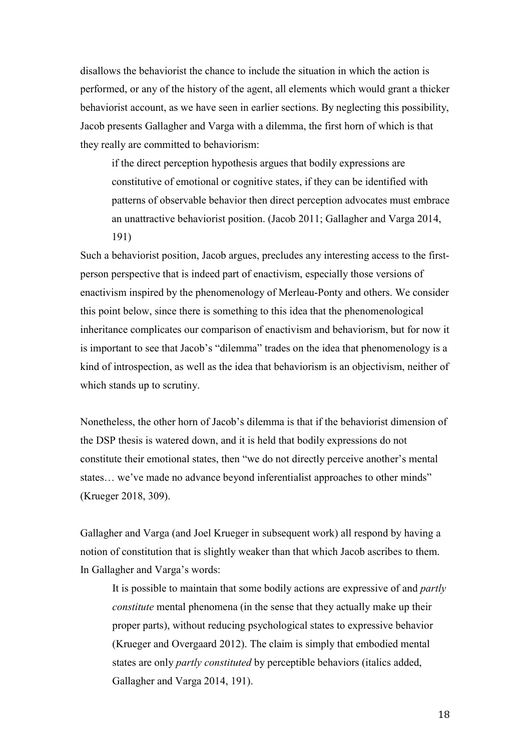disallows the behaviorist the chance to include the situation in which the action is performed, or any of the history of the agent, all elements which would grant a thicker behaviorist account, as we have seen in earlier sections. By neglecting this possibility, Jacob presents Gallagher and Varga with a dilemma, the first horn of which is that they really are committed to behaviorism:

> if the direct perception hypothesis argues that bodily expressions are constitutive of emotional or cognitive states, if they can be identified with patterns of observable behavior then direct perception advocates must embrace an unattractive behaviorist position. (Jacob 2011; Gallagher and Varga 2014, 191)

Such a behaviorist position, Jacob argues, precludes any interesting access to the first-person perspective that is indeed part of enactivism, especially those versions of enactivism inspired by the phenomenology of Merleau-Ponty and others. We consider this point below, since there is something to this idea that the phenomenological inheritance complicates our comparison of enactivism and behaviorism, but for now it is important to see that Jacob's "dilemma" trades on the idea that phenomenology is a kind of introspection, as well as the idea that behaviorism is an objectivism, neither of which stands up to scrutiny.

Nonetheless, the other horn of Jacob's dilemma is that if the behaviorist dimension of the DSP thesis is watered down, and it is held that bodily expressions do not constitute their emotional states, then "we do not directly perceive another's mental states… we've made no advance beyond inferentialist approaches to other minds" (Krueger 2018, 309).

Gallagher and Varga (and Joel Krueger in subsequent work) all respond by having a notion of constitution that is slightly weaker than that which Jacob ascribes to them. In Gallagher and Varga's words:

> It is possible to maintain that some bodily actions are expressive of and *partly constitute* mental phenomena (in the sense that they actually make up their proper parts), without reducing psychological states to expressive behavior (Krueger and Overgaard 2012). The claim is simply that embodied mental states are only *partly constituted* by perceptible behaviors (italics added, Gallagher and Varga 2014, 191).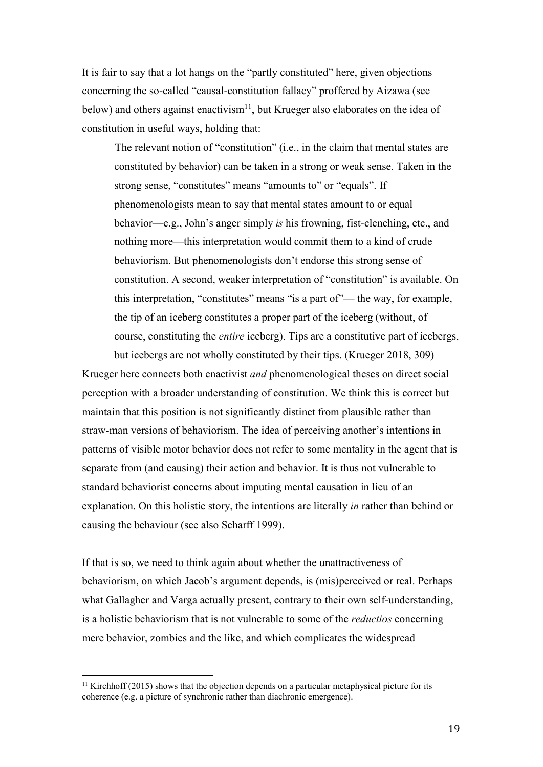It is fair to say that a lot hangs on the "partly constituted" here, given objections concerning the so-called "causal-constitution fallacy" proffered by Aizawa (see below) and others against enactivism[11], but Krueger also elaborates on the idea of constitution in useful ways, holding that:

> The relevant notion of "constitution" (i.e., in the claim that mental states are constituted by behavior) can be taken in a strong or weak sense. Taken in the strong sense, "constitutes" means "amounts to" or "equals". If phenomenologists mean to say that mental states amount to or equal behavior—e.g., John's anger simply *is* his frowning, fist-clenching, etc., and nothing more—this interpretation would commit them to a kind of crude behaviorism. But phenomenologists don't endorse this strong sense of constitution. A second, weaker interpretation of "constitution" is available. On this interpretation, "constitutes" means "is a part of"— the way, for example, the tip of an iceberg constitutes a proper part of the iceberg (without, of course, constituting the *entire* iceberg). Tips are a constitutive part of icebergs, but icebergs are not wholly constituted by their tips. (Krueger 2018, 309)

Krueger here connects both enactivist *and* phenomenological theses on direct social perception with a broader understanding of constitution. We think this is correct but maintain that this position is not significantly distinct from plausible rather than straw-man versions of behaviorism. The idea of perceiving another's intentions in patterns of visible motor behavior does not refer to some mentality in the agent that is separate from (and causing) their action and behavior. It is thus not vulnerable to standard behaviorist concerns about imputing mental causation in lieu of an explanation. On this holistic story, the intentions are literally *in* rather than behind or causing the behaviour (see also Scharff 1999).

If that is so, we need to think again about whether the unattractiveness of behaviorism, on which Jacob's argument depends, is (mis)perceived or real. Perhaps what Gallagher and Varga actually present, contrary to their own self-understanding, is a holistic behaviorism that is not vulnerable to some of the *reductios* concerning mere behavior, zombies and the like, and which complicates the widespread

[11] Kirchhoff (2015) shows that the objection depends on a particular metaphysical picture for its coherence (e.g. a picture of synchronic rather than diachronic emergence).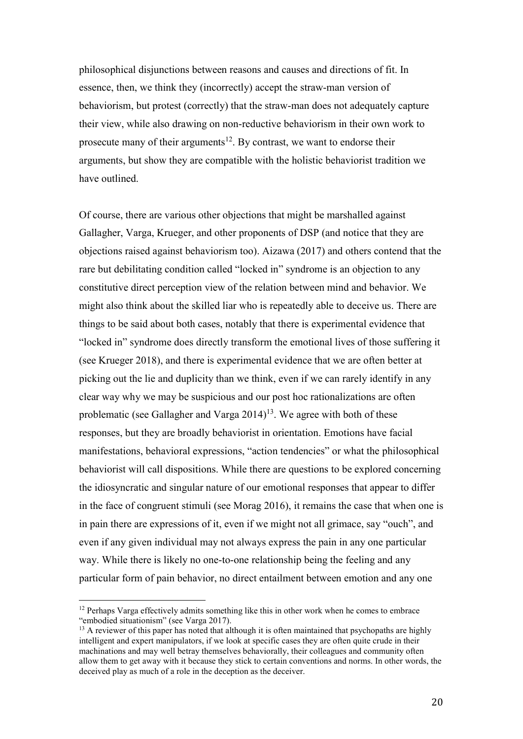philosophical disjunctions between reasons and causes and directions of fit. In essence, then, we think they (incorrectly) accept the straw-man version of behaviorism, but protest (correctly) that the straw-man does not adequately capture their view, while also drawing on non-reductive behaviorism in their own work to prosecute many of their arguments[12]. By contrast, we want to endorse their arguments, but show they are compatible with the holistic behaviorist tradition we have outlined.

Of course, there are various other objections that might be marshalled against Gallagher, Varga, Krueger, and other proponents of DSP (and notice that they are objections raised against behaviorism too). Aizawa (2017) and others contend that the rare but debilitating condition called "locked in" syndrome is an objection to any constitutive direct perception view of the relation between mind and behavior. We might also think about the skilled liar who is repeatedly able to deceive us. There are things to be said about both cases, notably that there is experimental evidence that "locked in" syndrome does directly transform the emotional lives of those suffering it (see Krueger 2018), and there is experimental evidence that we are often better at picking out the lie and duplicity than we think, even if we can rarely identify in any clear way why we may be suspicious and our post hoc rationalizations are often problematic (see Gallagher and Varga 2014)[13]. We agree with both of these responses, but they are broadly behaviorist in orientation. Emotions have facial manifestations, behavioral expressions, "action tendencies" or what the philosophical behaviorist will call dispositions. While there are questions to be explored concerning the idiosyncratic and singular nature of our emotional responses that appear to differ in the face of congruent stimuli (see Morag 2016), it remains the case that when one is in pain there are expressions of it, even if we might not all grimace, say "ouch", and even if any given individual may not always express the pain in any one particular way. While there is likely no one-to-one relationship being the feeling and any particular form of pain behavior, no direct entailment between emotion and any one

[12] Perhaps Varga effectively admits something like this in other work when he comes to embrace "embodied situationism" (see Varga 2017).

[13] A reviewer of this paper has noted that although it is often maintained that psychopaths are highly intelligent and expert manipulators, if we look at specific cases they are often quite crude in their machinations and may well betray themselves behaviorally, their colleagues and community often allow them to get away with it because they stick to certain conventions and norms. In other words, the deceived play as much of a role in the deception as the deceiver.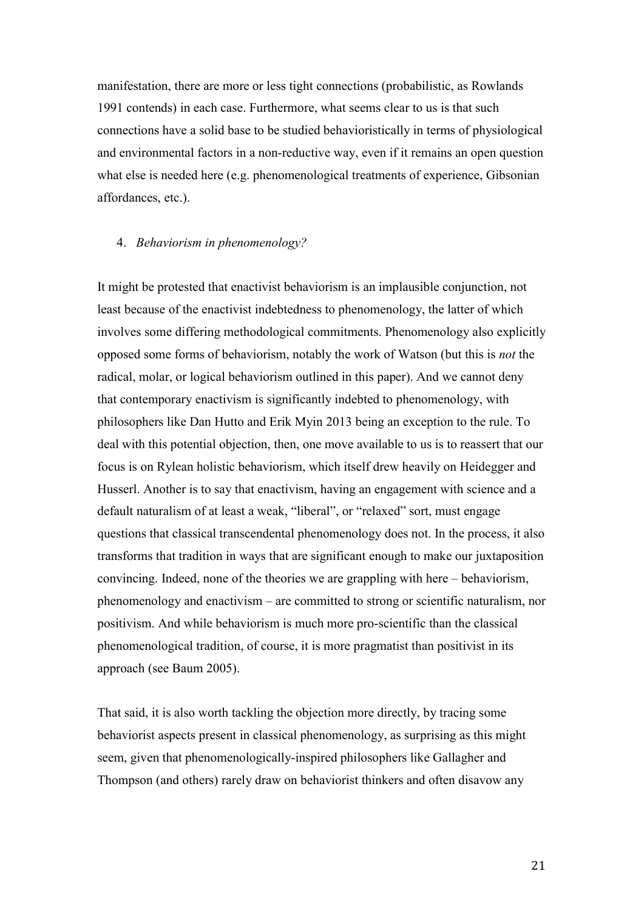manifestation, there are more or less tight connections (probabilistic, as Rowlands 1991 contends) in each case. Furthermore, what seems clear to us is that such connections have a solid base to be studied behavioristically in terms of physiological and environmental factors in a non-reductive way, even if it remains an open question what else is needed here (e.g. phenomenological treatments of experience, Gibsonian affordances, etc.).

4. *Behaviorism in phenomenology?*

It might be protested that enactivist behaviorism is an implausible conjunction, not least because of the enactivist indebtedness to phenomenology, the latter of which involves some differing methodological commitments. Phenomenology also explicitly opposed some forms of behaviorism, notably the work of Watson (but this is *not* the radical, molar, or logical behaviorism outlined in this paper). And we cannot deny that contemporary enactivism is significantly indebted to phenomenology, with philosophers like Dan Hutto and Erik Myin 2013 being an exception to the rule. To deal with this potential objection, then, one move available to us is to reassert that our focus is on Rylean holistic behaviorism, which itself drew heavily on Heidegger and Husserl. Another is to say that enactivism, having an engagement with science and a default naturalism of at least a weak, "liberal", or "relaxed" sort, must engage questions that classical transcendental phenomenology does not. In the process, it also transforms that tradition in ways that are significant enough to make our juxtaposition convincing. Indeed, none of the theories we are grappling with here – behaviorism, phenomenology and enactivism – are committed to strong or scientific naturalism, nor positivism. And while behaviorism is much more pro-scientific than the classical phenomenological tradition, of course, it is more pragmatist than positivist in its approach (see Baum 2005).

That said, it is also worth tackling the objection more directly, by tracing some behaviorist aspects present in classical phenomenology, as surprising as this might seem, given that phenomenologically-inspired philosophers like Gallagher and Thompson (and others) rarely draw on behaviorist thinkers and often disavow any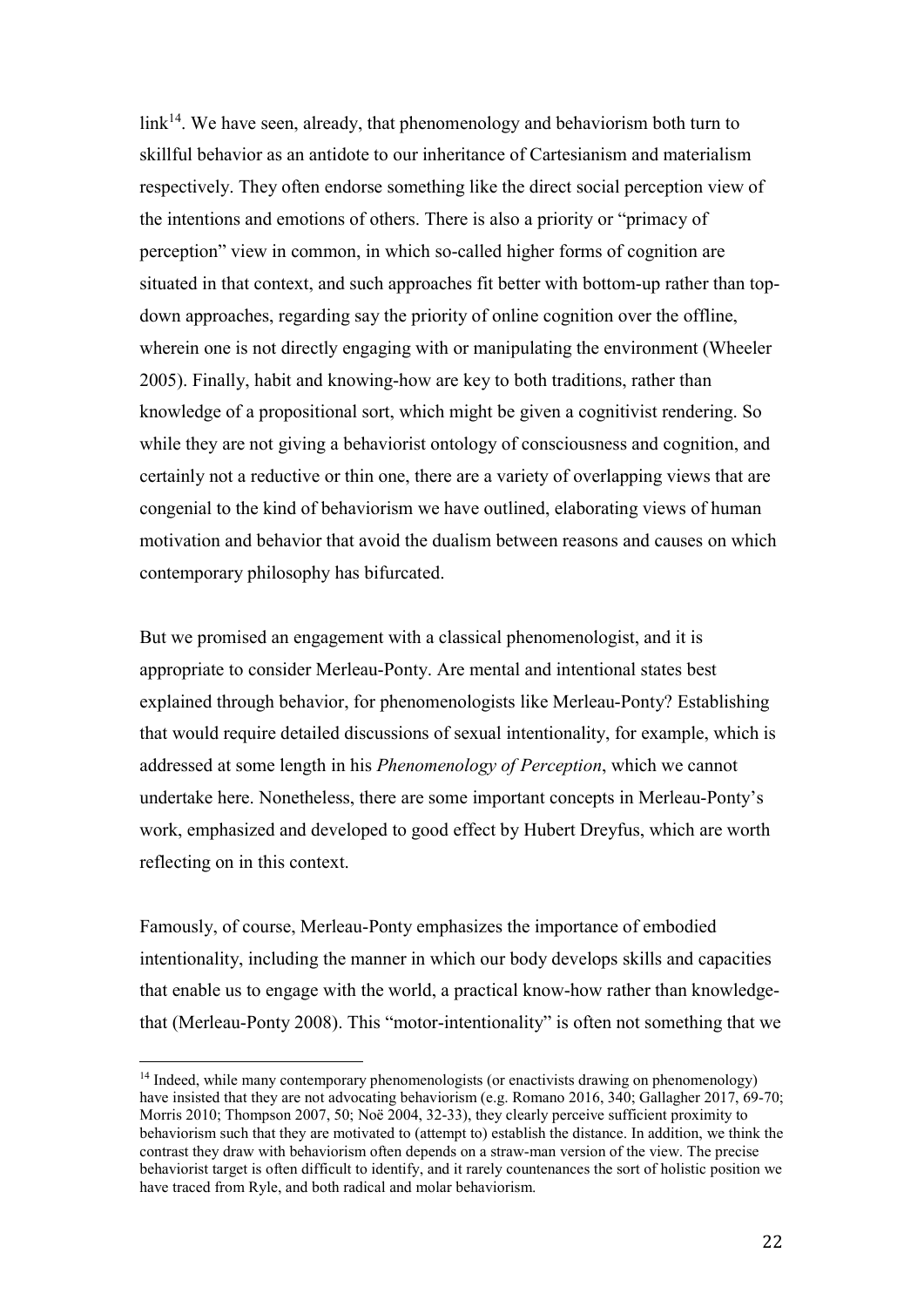link[14]. We have seen, already, that phenomenology and behaviorism both turn to skillful behavior as an antidote to our inheritance of Cartesianism and materialism respectively. They often endorse something like the direct social perception view of the intentions and emotions of others. There is also a priority or "primacy of perception" view in common, in which so-called higher forms of cognition are situated in that context, and such approaches fit better with bottom-up rather than top-down approaches, regarding say the priority of online cognition over the offline, wherein one is not directly engaging with or manipulating the environment (Wheeler 2005). Finally, habit and knowing-how are key to both traditions, rather than knowledge of a propositional sort, which might be given a cognitivist rendering. So while they are not giving a behaviorist ontology of consciousness and cognition, and certainly not a reductive or thin one, there are a variety of overlapping views that are congenial to the kind of behaviorism we have outlined, elaborating views of human motivation and behavior that avoid the dualism between reasons and causes on which contemporary philosophy has bifurcated.

But we promised an engagement with a classical phenomenologist, and it is appropriate to consider Merleau-Ponty. Are mental and intentional states best explained through behavior, for phenomenologists like Merleau-Ponty? Establishing that would require detailed discussions of sexual intentionality, for example, which is addressed at some length in his *Phenomenology of Perception*, which we cannot undertake here. Nonetheless, there are some important concepts in Merleau-Ponty's work, emphasized and developed to good effect by Hubert Dreyfus, which are worth reflecting on in this context.

Famously, of course, Merleau-Ponty emphasizes the importance of embodied intentionality, including the manner in which our body develops skills and capacities that enable us to engage with the world, a practical know-how rather than knowledge-that (Merleau-Ponty 2008). This "motor-intentionality" is often not something that we

[14] Indeed, while many contemporary phenomenologists (or enactivists drawing on phenomenology) have insisted that they are not advocating behaviorism (e.g. Romano 2016, 340; Gallagher 2017, 69-70; Morris 2010; Thompson 2007, 50; Noë 2004, 32-33), they clearly perceive sufficient proximity to behaviorism such that they are motivated to (attempt to) establish the distance. In addition, we think the contrast they draw with behaviorism often depends on a straw-man version of the view. The precise behaviorist target is often difficult to identify, and it rarely countenances the sort of holistic position we have traced from Ryle, and both radical and molar behaviorism.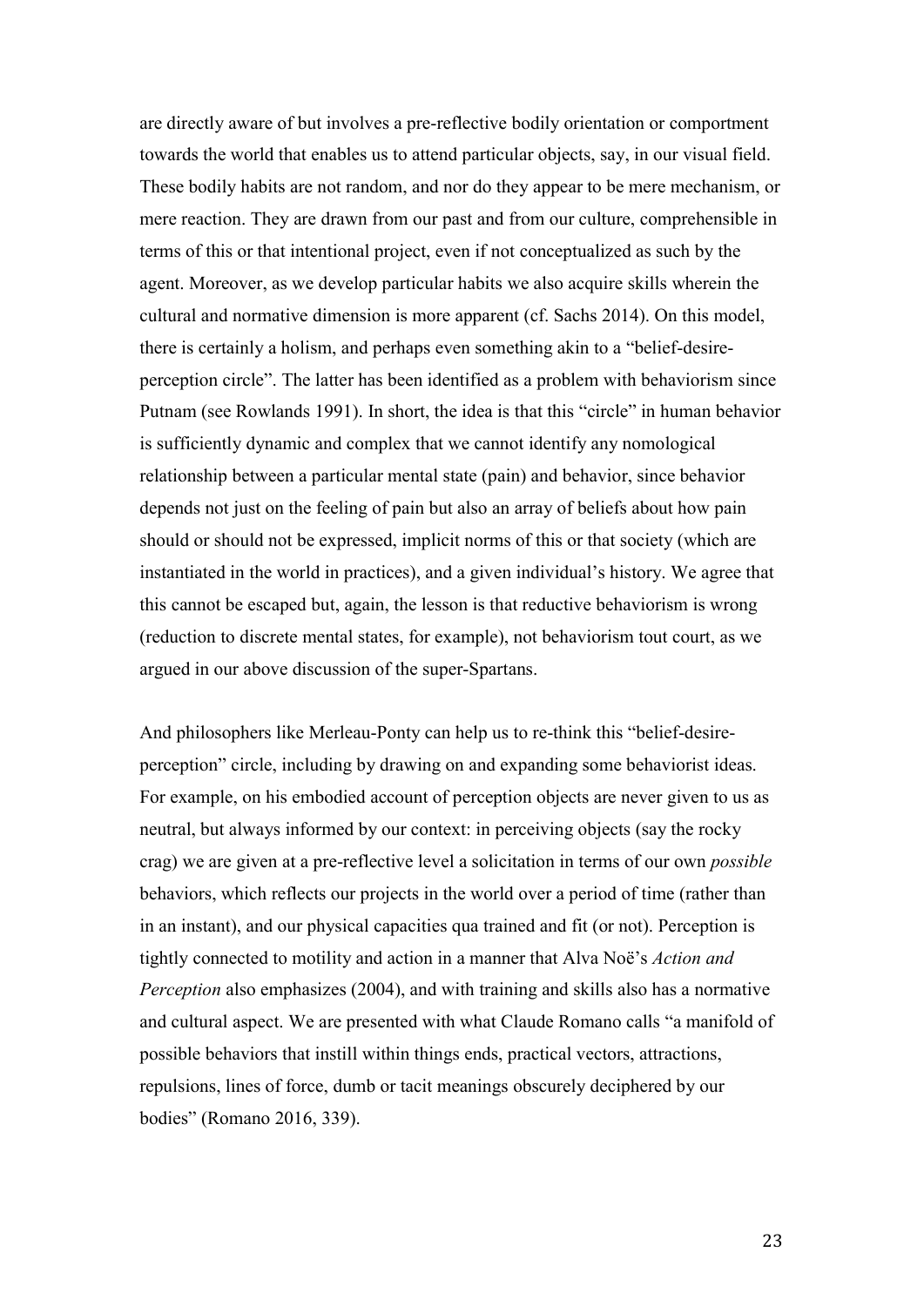are directly aware of but involves a pre-reflective bodily orientation or comportment towards the world that enables us to attend particular objects, say, in our visual field. These bodily habits are not random, and nor do they appear to be mere mechanism, or mere reaction. They are drawn from our past and from our culture, comprehensible in terms of this or that intentional project, even if not conceptualized as such by the agent. Moreover, as we develop particular habits we also acquire skills wherein the cultural and normative dimension is more apparent (cf. Sachs 2014). On this model, there is certainly a holism, and perhaps even something akin to a "belief-desire-perception circle". The latter has been identified as a problem with behaviorism since Putnam (see Rowlands 1991). In short, the idea is that this "circle" in human behavior is sufficiently dynamic and complex that we cannot identify any nomological relationship between a particular mental state (pain) and behavior, since behavior depends not just on the feeling of pain but also an array of beliefs about how pain should or should not be expressed, implicit norms of this or that society (which are instantiated in the world in practices), and a given individual's history. We agree that this cannot be escaped but, again, the lesson is that reductive behaviorism is wrong (reduction to discrete mental states, for example), not behaviorism tout court, as we argued in our above discussion of the super-Spartans.

And philosophers like Merleau-Ponty can help us to re-think this "belief-desire-perception" circle, including by drawing on and expanding some behaviorist ideas. For example, on his embodied account of perception objects are never given to us as neutral, but always informed by our context: in perceiving objects (say the rocky crag) we are given at a pre-reflective level a solicitation in terms of our own *possible* behaviors, which reflects our projects in the world over a period of time (rather than in an instant), and our physical capacities qua trained and fit (or not). Perception is tightly connected to motility and action in a manner that Alva Noë's *Action and Perception* also emphasizes (2004), and with training and skills also has a normative and cultural aspect. We are presented with what Claude Romano calls "a manifold of possible behaviors that instill within things ends, practical vectors, attractions, repulsions, lines of force, dumb or tacit meanings obscurely deciphered by our bodies" (Romano 2016, 339).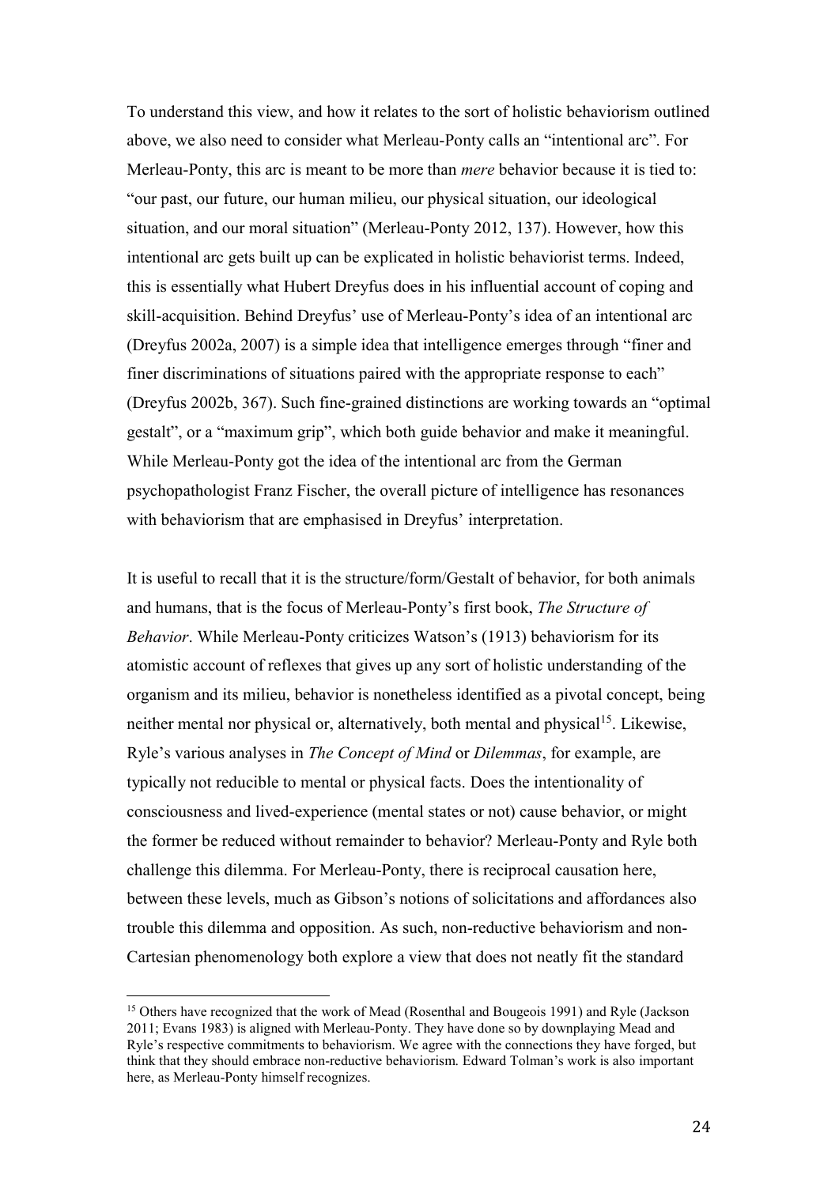To understand this view, and how it relates to the sort of holistic behaviorism outlined above, we also need to consider what Merleau-Ponty calls an "intentional arc". For Merleau-Ponty, this arc is meant to be more than *mere* behavior because it is tied to: "our past, our future, our human milieu, our physical situation, our ideological situation, and our moral situation" (Merleau-Ponty 2012, 137). However, how this intentional arc gets built up can be explicated in holistic behaviorist terms. Indeed, this is essentially what Hubert Dreyfus does in his influential account of coping and skill-acquisition. Behind Dreyfus' use of Merleau-Ponty's idea of an intentional arc (Dreyfus 2002a, 2007) is a simple idea that intelligence emerges through "finer and finer discriminations of situations paired with the appropriate response to each" (Dreyfus 2002b, 367). Such fine-grained distinctions are working towards an "optimal gestalt", or a "maximum grip", which both guide behavior and make it meaningful. While Merleau-Ponty got the idea of the intentional arc from the German psychopathologist Franz Fischer, the overall picture of intelligence has resonances with behaviorism that are emphasised in Dreyfus' interpretation.

It is useful to recall that it is the structure/form/Gestalt of behavior, for both animals and humans, that is the focus of Merleau-Ponty's first book, *The Structure of Behavior*. While Merleau-Ponty criticizes Watson's (1913) behaviorism for its atomistic account of reflexes that gives up any sort of holistic understanding of the organism and its milieu, behavior is nonetheless identified as a pivotal concept, being neither mental nor physical or, alternatively, both mental and physical[15]. Likewise, Ryle's various analyses in *The Concept of Mind* or *Dilemmas*, for example, are typically not reducible to mental or physical facts. Does the intentionality of consciousness and lived-experience (mental states or not) cause behavior, or might the former be reduced without remainder to behavior? Merleau-Ponty and Ryle both challenge this dilemma. For Merleau-Ponty, there is reciprocal causation here, between these levels, much as Gibson's notions of solicitations and affordances also trouble this dilemma and opposition. As such, non-reductive behaviorism and non-Cartesian phenomenology both explore a view that does not neatly fit the standard

[15] Others have recognized that the work of Mead (Rosenthal and Bougeois 1991) and Ryle (Jackson 2011; Evans 1983) is aligned with Merleau-Ponty. They have done so by downplaying Mead and Ryle's respective commitments to behaviorism. We agree with the connections they have forged, but think that they should embrace non-reductive behaviorism. Edward Tolman's work is also important here, as Merleau-Ponty himself recognizes.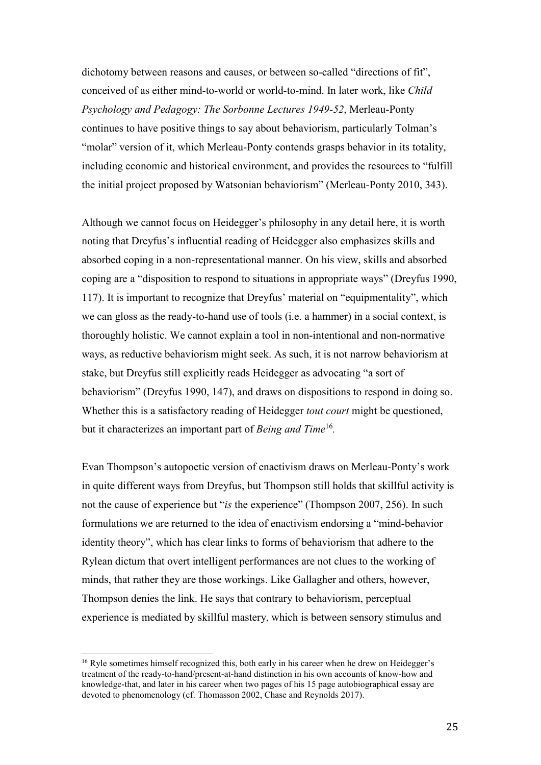dichotomy between reasons and causes, or between so-called "directions of fit", conceived of as either mind-to-world or world-to-mind. In later work, like *Child Psychology and Pedagogy: The Sorbonne Lectures 1949-52*, Merleau-Ponty continues to have positive things to say about behaviorism, particularly Tolman's "molar" version of it, which Merleau-Ponty contends grasps behavior in its totality, including economic and historical environment, and provides the resources to "fulfill the initial project proposed by Watsonian behaviorism" (Merleau-Ponty 2010, 343).

Although we cannot focus on Heidegger's philosophy in any detail here, it is worth noting that Dreyfus's influential reading of Heidegger also emphasizes skills and absorbed coping in a non-representational manner. On his view, skills and absorbed coping are a "disposition to respond to situations in appropriate ways" (Dreyfus 1990, 117). It is important to recognize that Dreyfus' material on "equipmentality", which we can gloss as the ready-to-hand use of tools (i.e. a hammer) in a social context, is thoroughly holistic. We cannot explain a tool in non-intentional and non-normative ways, as reductive behaviorism might seek. As such, it is not narrow behaviorism at stake, but Dreyfus still explicitly reads Heidegger as advocating "a sort of behaviorism" (Dreyfus 1990, 147), and draws on dispositions to respond in doing so. Whether this is a satisfactory reading of Heidegger *tout court* might be questioned, but it characterizes an important part of *Being and Time*[16].

Evan Thompson's autopoetic version of enactivism draws on Merleau-Ponty's work in quite different ways from Dreyfus, but Thompson still holds that skillful activity is not the cause of experience but "*is* the experience" (Thompson 2007, 256). In such formulations we are returned to the idea of enactivism endorsing a "mind-behavior identity theory", which has clear links to forms of behaviorism that adhere to the Rylean dictum that overt intelligent performances are not clues to the working of minds, that rather they are those workings. Like Gallagher and others, however, Thompson denies the link. He says that contrary to behaviorism, perceptual experience is mediated by skillful mastery, which is between sensory stimulus and

[16] Ryle sometimes himself recognized this, both early in his career when he drew on Heidegger's treatment of the ready-to-hand/present-at-hand distinction in his own accounts of know-how and knowledge-that, and later in his career when two pages of his 15 page autobiographical essay are devoted to phenomenology (cf. Thomasson 2002, Chase and Reynolds 2017).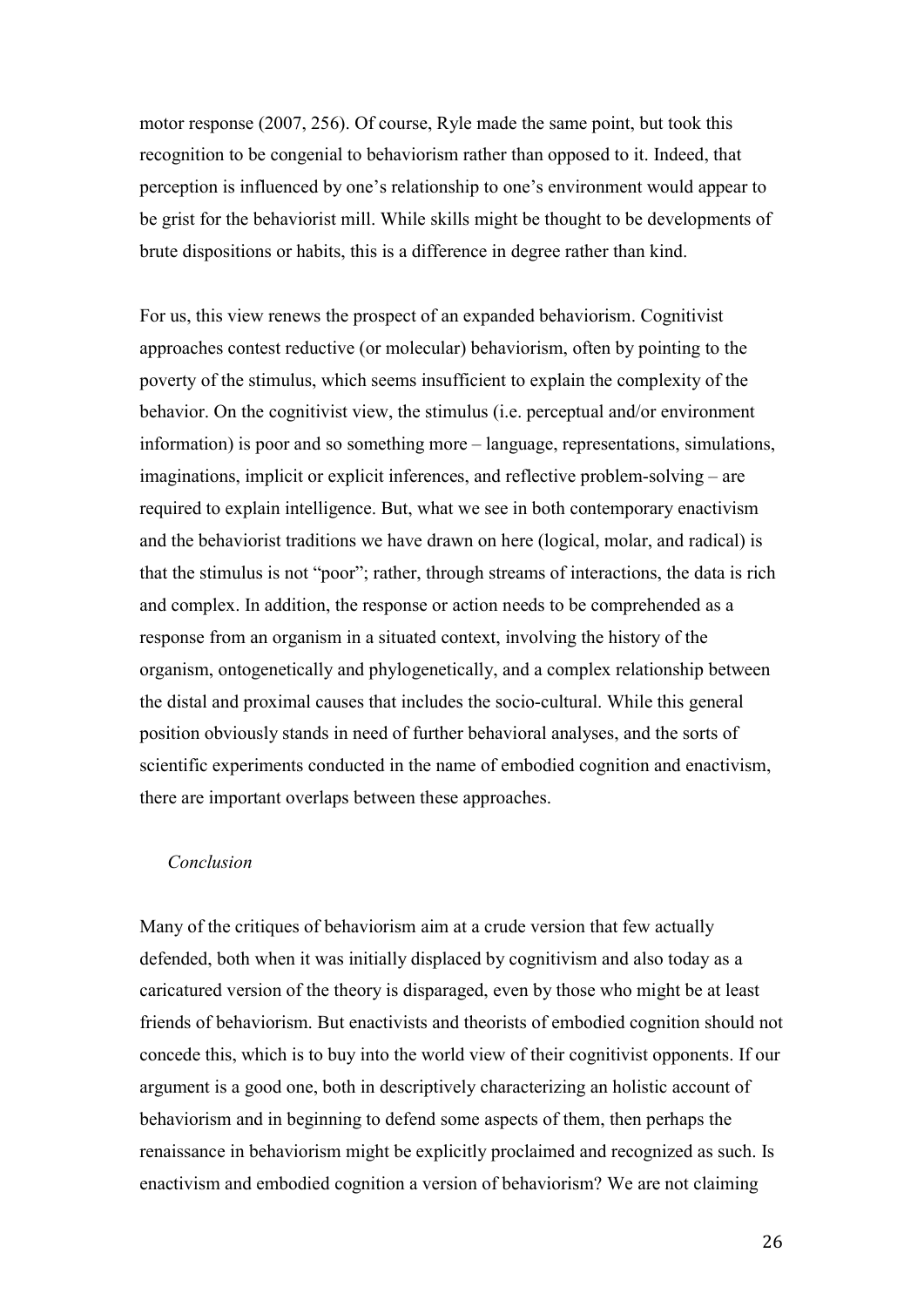motor response (2007, 256). Of course, Ryle made the same point, but took this recognition to be congenial to behaviorism rather than opposed to it. Indeed, that perception is influenced by one's relationship to one's environment would appear to be grist for the behaviorist mill. While skills might be thought to be developments of brute dispositions or habits, this is a difference in degree rather than kind.

For us, this view renews the prospect of an expanded behaviorism. Cognitivist approaches contest reductive (or molecular) behaviorism, often by pointing to the poverty of the stimulus, which seems insufficient to explain the complexity of the behavior. On the cognitivist view, the stimulus (i.e. perceptual and/or environment information) is poor and so something more – language, representations, simulations, imaginations, implicit or explicit inferences, and reflective problem-solving – are required to explain intelligence. But, what we see in both contemporary enactivism and the behaviorist traditions we have drawn on here (logical, molar, and radical) is that the stimulus is not "poor"; rather, through streams of interactions, the data is rich and complex. In addition, the response or action needs to be comprehended as a response from an organism in a situated context, involving the history of the organism, ontogenetically and phylogenetically, and a complex relationship between the distal and proximal causes that includes the socio-cultural. While this general position obviously stands in need of further behavioral analyses, and the sorts of scientific experiments conducted in the name of embodied cognition and enactivism, there are important overlaps between these approaches.

## *Conclusion*

Many of the critiques of behaviorism aim at a crude version that few actually defended, both when it was initially displaced by cognitivism and also today as a caricatured version of the theory is disparaged, even by those who might be at least friends of behaviorism. But enactivists and theorists of embodied cognition should not concede this, which is to buy into the world view of their cognitivist opponents. If our argument is a good one, both in descriptively characterizing an holistic account of behaviorism and in beginning to defend some aspects of them, then perhaps the renaissance in behaviorism might be explicitly proclaimed and recognized as such. Is enactivism and embodied cognition a version of behaviorism? We are not claiming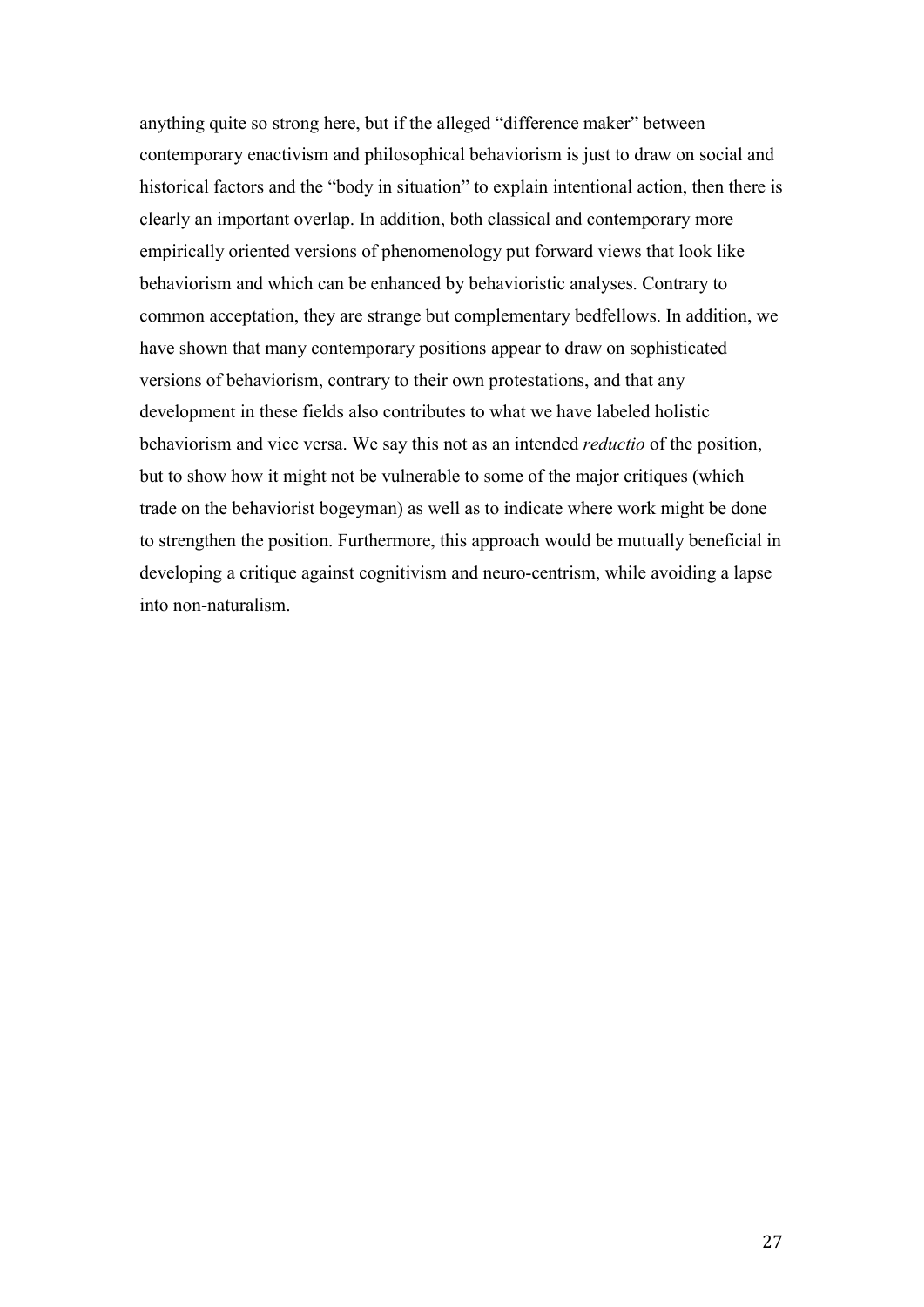anything quite so strong here, but if the alleged "difference maker" between contemporary enactivism and philosophical behaviorism is just to draw on social and historical factors and the "body in situation" to explain intentional action, then there is clearly an important overlap. In addition, both classical and contemporary more empirically oriented versions of phenomenology put forward views that look like behaviorism and which can be enhanced by behavioristic analyses. Contrary to common acceptation, they are strange but complementary bedfellows. In addition, we have shown that many contemporary positions appear to draw on sophisticated versions of behaviorism, contrary to their own protestations, and that any development in these fields also contributes to what we have labeled holistic behaviorism and vice versa. We say this not as an intended *reductio* of the position, but to show how it might not be vulnerable to some of the major critiques (which trade on the behaviorist bogeyman) as well as to indicate where work might be done to strengthen the position. Furthermore, this approach would be mutually beneficial in developing a critique against cognitivism and neuro-centrism, while avoiding a lapse into non-naturalism.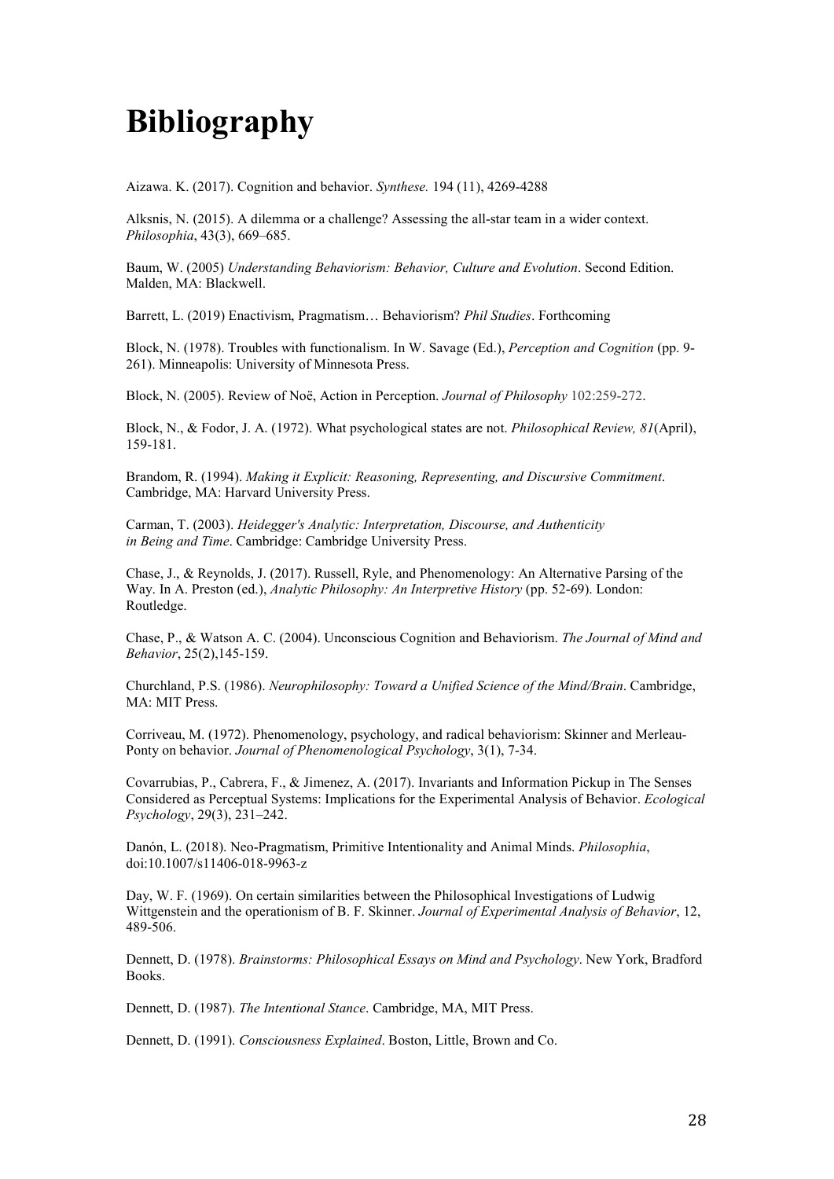# Bibliography

Aizawa. K. (2017). Cognition and behavior. *Synthese.* 194 (11), 4269-4288

Alksnis, N. (2015). A dilemma or a challenge? Assessing the all-star team in a wider context. *Philosophia*, 43(3), 669–685.

Baum, W. (2005) *Understanding Behaviorism: Behavior, Culture and Evolution*. Second Edition. Malden, MA: Blackwell.

Barrett, L. (2019) Enactivism, Pragmatism… Behaviorism? *Phil Studies*. Forthcoming

Block, N. (1978). Troubles with functionalism. In W. Savage (Ed.), *Perception and Cognition* (pp. 9-261). Minneapolis: University of Minnesota Press.

Block, N. (2005). Review of Noë, Action in Perception. *Journal of Philosophy* 102:259-272.

Block, N., & Fodor, J. A. (1972). What psychological states are not. *Philosophical Review, 81*(April), 159-181.

Brandom, R. (1994). *Making it Explicit: Reasoning, Representing, and Discursive Commitment*. Cambridge, MA: Harvard University Press.

Carman, T. (2003). *Heidegger's Analytic: Interpretation, Discourse, and Authenticity in Being and Time*. Cambridge: Cambridge University Press.

Chase, J., & Reynolds, J. (2017). Russell, Ryle, and Phenomenology: An Alternative Parsing of the Way. In A. Preston (ed.), *Analytic Philosophy: An Interpretive History* (pp. 52-69). London: Routledge.

Chase, P., & Watson A. C. (2004). Unconscious Cognition and Behaviorism. *The Journal of Mind and Behavior*, 25(2),145-159.

Churchland, P.S. (1986). *Neurophilosophy: Toward a Unified Science of the Mind/Brain*. Cambridge, MA: MIT Press.

Corriveau, M. (1972). Phenomenology, psychology, and radical behaviorism: Skinner and Merleau-Ponty on behavior. *Journal of Phenomenological Psychology*, 3(1), 7-34.

Covarrubias, P., Cabrera, F., & Jimenez, A. (2017). Invariants and Information Pickup in The Senses Considered as Perceptual Systems: Implications for the Experimental Analysis of Behavior. *Ecological Psychology*, 29(3), 231–242.

Danón, L. (2018). Neo-Pragmatism, Primitive Intentionality and Animal Minds. *Philosophia*, doi:10.1007/s11406-018-9963-z

Day, W. F. (1969). On certain similarities between the Philosophical Investigations of Ludwig Wittgenstein and the operationism of B. F. Skinner. *Journal of Experimental Analysis of Behavior*, 12, 489-506.

Dennett, D. (1978). *Brainstorms: Philosophical Essays on Mind and Psychology*. New York, Bradford Books.

Dennett, D. (1987). *The Intentional Stance*. Cambridge, MA, MIT Press.

Dennett, D. (1991). *Consciousness Explained*. Boston, Little, Brown and Co.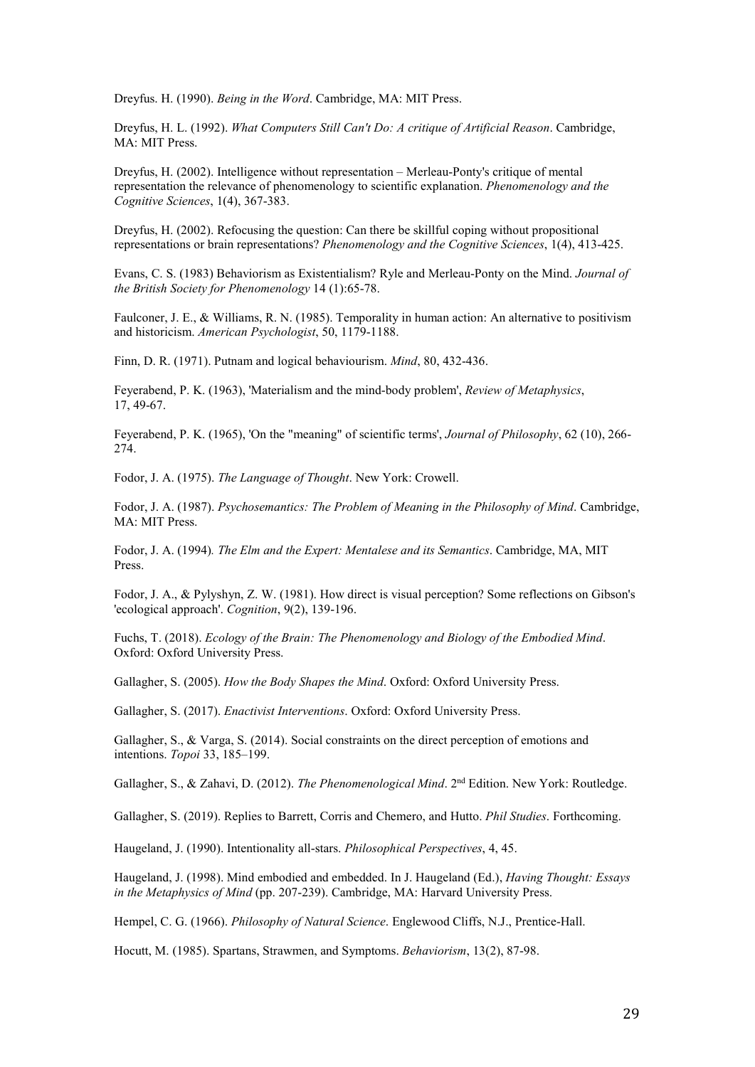Dreyfus. H. (1990). *Being in the Word*. Cambridge, MA: MIT Press.

Dreyfus, H. L. (1992). *What Computers Still Can't Do: A critique of Artificial Reason*. Cambridge, MA: MIT Press.

Dreyfus, H. (2002). Intelligence without representation – Merleau-Ponty's critique of mental representation the relevance of phenomenology to scientific explanation. *Phenomenology and the Cognitive Sciences*, 1(4), 367-383.

Dreyfus, H. (2002). Refocusing the question: Can there be skillful coping without propositional representations or brain representations? *Phenomenology and the Cognitive Sciences*, 1(4), 413-425.

Evans, C. S. (1983) Behaviorism as Existentialism? Ryle and Merleau-Ponty on the Mind. *Journal of the British Society for Phenomenology* 14 (1):65-78.

Faulconer, J. E., & Williams, R. N. (1985). Temporality in human action: An alternative to positivism and historicism. *American Psychologist*, 50, 1179-1188.

Finn, D. R. (1971). Putnam and logical behaviourism. *Mind*, 80, 432-436.

Feyerabend, P. K. (1963), 'Materialism and the mind-body problem', *Review of Metaphysics*, 17, 49-67.

Feyerabend, P. K. (1965), 'On the "meaning" of scientific terms', *Journal of Philosophy*, 62 (10), 266-274.

Fodor, J. A. (1975). *The Language of Thought*. New York: Crowell.

Fodor, J. A. (1987). *Psychosemantics: The Problem of Meaning in the Philosophy of Mind*. Cambridge, MA: MIT Press.

Fodor, J. A. (1994). *The Elm and the Expert: Mentalese and its Semantics*. Cambridge, MA, MIT Press.

Fodor, J. A., & Pylyshyn, Z. W. (1981). How direct is visual perception? Some reflections on Gibson's 'ecological approach'. *Cognition*, 9(2), 139-196.

Fuchs, T. (2018). *Ecology of the Brain: The Phenomenology and Biology of the Embodied Mind*. Oxford: Oxford University Press.

Gallagher, S. (2005). *How the Body Shapes the Mind*. Oxford: Oxford University Press.

Gallagher, S. (2017). *Enactivist Interventions*. Oxford: Oxford University Press.

Gallagher, S., & Varga, S. (2014). Social constraints on the direct perception of emotions and intentions. *Topoi* 33, 185–199.

Gallagher, S., & Zahavi, D. (2012). *The Phenomenological Mind*. 2nd Edition. New York: Routledge.

Gallagher, S. (2019). Replies to Barrett, Corris and Chemero, and Hutto. *Phil Studies*. Forthcoming.

Haugeland, J. (1990). Intentionality all-stars. *Philosophical Perspectives*, 4, 45.

Haugeland, J. (1998). Mind embodied and embedded. In J. Haugeland (Ed.), *Having Thought: Essays in the Metaphysics of Mind* (pp. 207-239). Cambridge, MA: Harvard University Press.

Hempel, C. G. (1966). *Philosophy of Natural Science*. Englewood Cliffs, N.J., Prentice-Hall.

Hocutt, M. (1985). Spartans, Strawmen, and Symptoms. *Behaviorism*, 13(2), 87-98.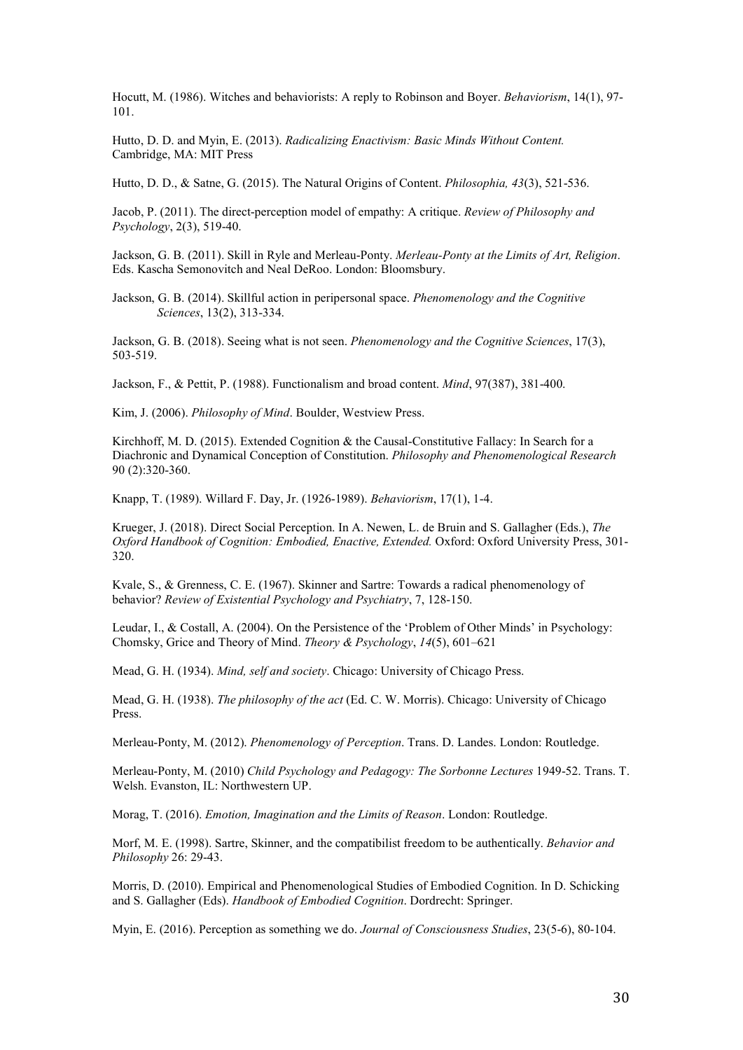Hocutt, M. (1986). Witches and behaviorists: A reply to Robinson and Boyer. *Behaviorism*, 14(1), 97-101.

Hutto, D. D. and Myin, E. (2013). *Radicalizing Enactivism: Basic Minds Without Content.* Cambridge, MA: MIT Press

Hutto, D. D., & Satne, G. (2015). The Natural Origins of Content. *Philosophia, 43*(3), 521-536.

Jacob, P. (2011). The direct-perception model of empathy: A critique. *Review of Philosophy and Psychology*, 2(3), 519-40.

Jackson, G. B. (2011). Skill in Ryle and Merleau-Ponty. *Merleau-Ponty at the Limits of Art, Religion*. Eds. Kascha Semonovitch and Neal DeRoo. London: Bloomsbury.

Jackson, G. B. (2014). Skillful action in peripersonal space. *Phenomenology and the Cognitive Sciences*, 13(2), 313-334.

Jackson, G. B. (2018). Seeing what is not seen. *Phenomenology and the Cognitive Sciences*, 17(3), 503-519.

Jackson, F., & Pettit, P. (1988). Functionalism and broad content. *Mind*, 97(387), 381-400.

Kim, J. (2006). *Philosophy of Mind*. Boulder, Westview Press.

Kirchhoff, M. D. (2015). Extended Cognition & the Causal-Constitutive Fallacy: In Search for a Diachronic and Dynamical Conception of Constitution. *Philosophy and Phenomenological Research* 90 (2):320-360.

Knapp, T. (1989). Willard F. Day, Jr. (1926-1989). *Behaviorism*, 17(1), 1-4.

Krueger, J. (2018). Direct Social Perception. In A. Newen, L. de Bruin and S. Gallagher (Eds.), *The Oxford Handbook of Cognition: Embodied, Enactive, Extended.* Oxford: Oxford University Press, 301-320.

Kvale, S., & Grenness, C. E. (1967). Skinner and Sartre: Towards a radical phenomenology of behavior? *Review of Existential Psychology and Psychiatry*, 7, 128-150.

Leudar, I., & Costall, A. (2004). On the Persistence of the 'Problem of Other Minds' in Psychology: Chomsky, Grice and Theory of Mind. *Theory & Psychology*, *14*(5), 601–621

Mead, G. H. (1934). *Mind, self and society*. Chicago: University of Chicago Press.

Mead, G. H. (1938). *The philosophy of the act* (Ed. C. W. Morris). Chicago: University of Chicago Press.

Merleau-Ponty, M. (2012). *Phenomenology of Perception*. Trans. D. Landes. London: Routledge.

Merleau-Ponty, M. (2010) *Child Psychology and Pedagogy: The Sorbonne Lectures* 1949-52. Trans. T. Welsh. Evanston, IL: Northwestern UP.

Morag, T. (2016). *Emotion, Imagination and the Limits of Reason*. London: Routledge.

Morf, M. E. (1998). Sartre, Skinner, and the compatibilist freedom to be authentically. *Behavior and Philosophy* 26: 29-43.

Morris, D. (2010). Empirical and Phenomenological Studies of Embodied Cognition. In D. Schicking and S. Gallagher (Eds). *Handbook of Embodied Cognition*. Dordrecht: Springer.

Myin, E. (2016). Perception as something we do. *Journal of Consciousness Studies*, 23(5-6), 80-104.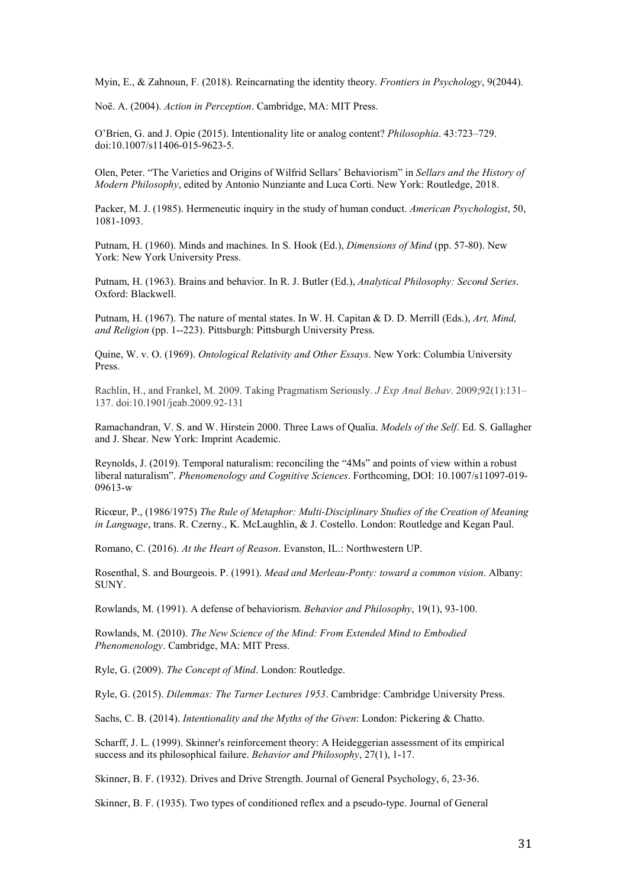Myin, E., & Zahnoun, F. (2018). Reincarnating the identity theory. *Frontiers in Psychology*, 9(2044).

Noë. A. (2004). *Action in Perception*. Cambridge, MA: MIT Press.

O'Brien, G. and J. Opie (2015). Intentionality lite or analog content? *Philosophia*. 43:723–729. doi:10.1007/s11406-015-9623-5.

Olen, Peter. "The Varieties and Origins of Wilfrid Sellars' Behaviorism" in *Sellars and the History of Modern Philosophy*, edited by Antonio Nunziante and Luca Corti. New York: Routledge, 2018.

Packer, M. J. (1985). Hermeneutic inquiry in the study of human conduct. *American Psychologist*, 50, 1081-1093.

Putnam, H. (1960). Minds and machines. In S. Hook (Ed.), *Dimensions of Mind* (pp. 57-80). New York: New York University Press.

Putnam, H. (1963). Brains and behavior. In R. J. Butler (Ed.), *Analytical Philosophy: Second Series*. Oxford: Blackwell.

Putnam, H. (1967). The nature of mental states. In W. H. Capitan & D. D. Merrill (Eds.), *Art, Mind, and Religion* (pp. 1--223). Pittsburgh: Pittsburgh University Press.

Quine, W. v. O. (1969). *Ontological Relativity and Other Essays*. New York: Columbia University Press.

Rachlin, H., and Frankel, M. 2009. Taking Pragmatism Seriously. *J Exp Anal Behav*. 2009;92(1):131–137. doi:10.1901/jeab.2009.92-131

Ramachandran, V. S. and W. Hirstein 2000. Three Laws of Qualia. *Models of the Self*. Ed. S. Gallagher and J. Shear. New York: Imprint Academic.

Reynolds, J. (2019). Temporal naturalism: reconciling the "4Ms" and points of view within a robust liberal naturalism". *Phenomenology and Cognitive Sciences*. Forthcoming, DOI: 10.1007/s11097-019-09613-w

Ricœur, P., (1986/1975) *The Rule of Metaphor: Multi-Disciplinary Studies of the Creation of Meaning in Language*, trans. R. Czerny., K. McLaughlin, & J. Costello. London: Routledge and Kegan Paul.

Romano, C. (2016). *At the Heart of Reason*. Evanston, IL.: Northwestern UP.

Rosenthal, S. and Bourgeois. P. (1991). *Mead and Merleau-Ponty: toward a common vision*. Albany: SUNY.

Rowlands, M. (1991). A defense of behaviorism. *Behavior and Philosophy*, 19(1), 93-100.

Rowlands, M. (2010). *The New Science of the Mind: From Extended Mind to Embodied Phenomenology*. Cambridge, MA: MIT Press.

Ryle, G. (2009). *The Concept of Mind*. London: Routledge.

Ryle, G. (2015). *Dilemmas: The Tarner Lectures 1953*. Cambridge: Cambridge University Press.

Sachs, C. B. (2014). *Intentionality and the Myths of the Given*: London: Pickering & Chatto.

Scharff, J. L. (1999). Skinner's reinforcement theory: A Heideggerian assessment of its empirical success and its philosophical failure. *Behavior and Philosophy*, 27(1), 1-17.

Skinner, B. F. (1932). Drives and Drive Strength. Journal of General Psychology, 6, 23-36.

Skinner, B. F. (1935). Two types of conditioned reflex and a pseudo-type. Journal of General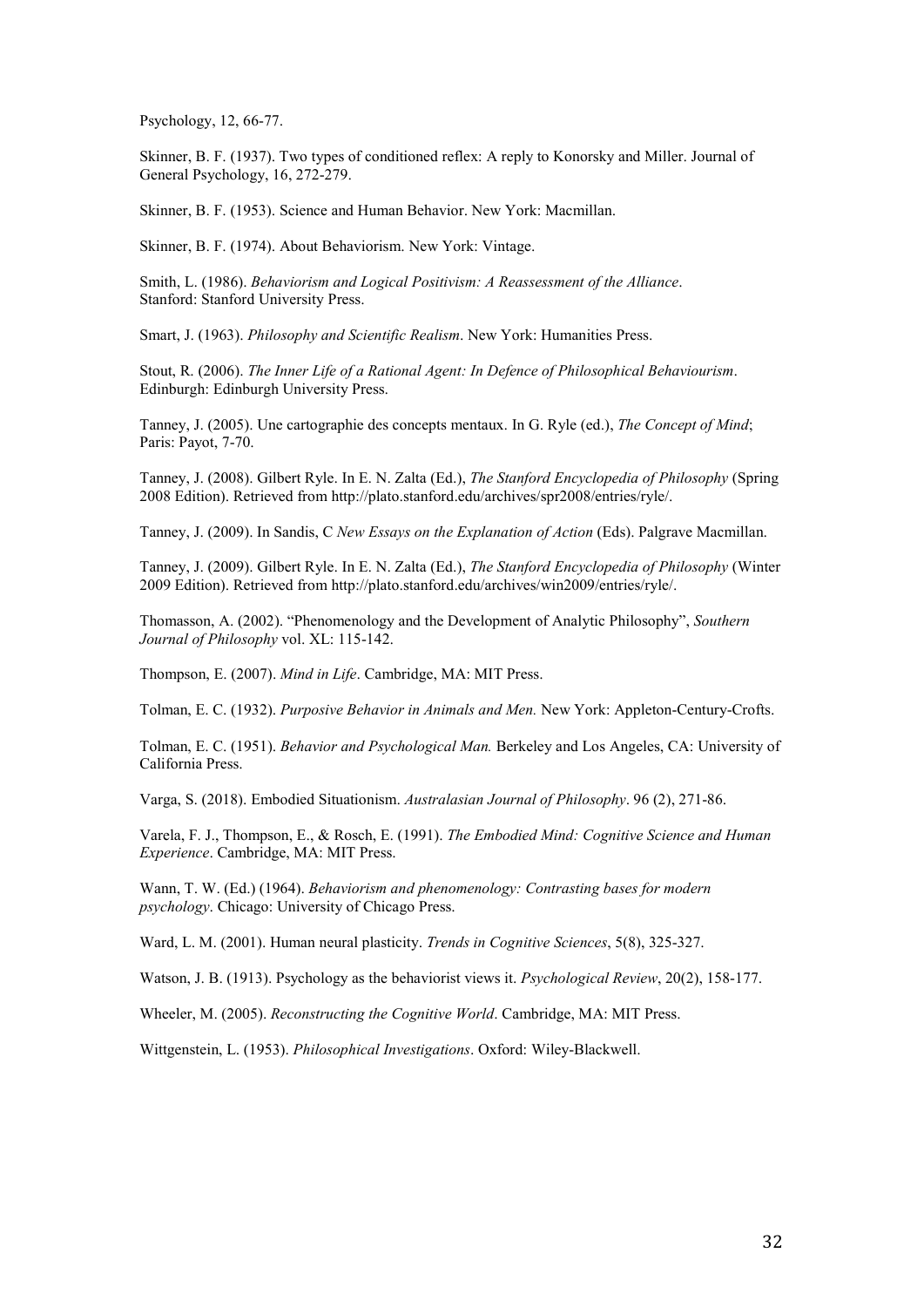Psychology, 12, 66-77.

Skinner, B. F. (1937). Two types of conditioned reflex: A reply to Konorsky and Miller. Journal of General Psychology, 16, 272-279.

Skinner, B. F. (1953). Science and Human Behavior. New York: Macmillan.

Skinner, B. F. (1974). About Behaviorism. New York: Vintage.

Smith, L. (1986). *Behaviorism and Logical Positivism: A Reassessment of the Alliance*. Stanford: Stanford University Press.

Smart, J. (1963). *Philosophy and Scientific Realism*. New York: Humanities Press.

Stout, R. (2006). *The Inner Life of a Rational Agent: In Defence of Philosophical Behaviourism*. Edinburgh: Edinburgh University Press.

Tanney, J. (2005). Une cartographie des concepts mentaux. In G. Ryle (ed.), *The Concept of Mind*; Paris: Payot, 7-70.

Tanney, J. (2008). Gilbert Ryle. In E. N. Zalta (Ed.), *The Stanford Encyclopedia of Philosophy* (Spring 2008 Edition). Retrieved from http://plato.stanford.edu/archives/spr2008/entries/ryle/.

Tanney, J. (2009). In Sandis, C *New Essays on the Explanation of Action* (Eds). Palgrave Macmillan.

Tanney, J. (2009). Gilbert Ryle. In E. N. Zalta (Ed.), *The Stanford Encyclopedia of Philosophy* (Winter 2009 Edition). Retrieved from http://plato.stanford.edu/archives/win2009/entries/ryle/.

Thomasson, A. (2002). "Phenomenology and the Development of Analytic Philosophy", *Southern Journal of Philosophy* vol. XL: 115-142.

Thompson, E. (2007). *Mind in Life*. Cambridge, MA: MIT Press.

Tolman, E. C. (1932). *Purposive Behavior in Animals and Men.* New York: Appleton-Century-Crofts.

Tolman, E. C. (1951). *Behavior and Psychological Man.* Berkeley and Los Angeles, CA: University of California Press.

Varga, S. (2018). Embodied Situationism. *Australasian Journal of Philosophy*. 96 (2), 271-86.

Varela, F. J., Thompson, E., & Rosch, E. (1991). *The Embodied Mind: Cognitive Science and Human Experience*. Cambridge, MA: MIT Press.

Wann, T. W. (Ed.) (1964). *Behaviorism and phenomenology: Contrasting bases for modern psychology*. Chicago: University of Chicago Press.

Ward, L. M. (2001). Human neural plasticity. *Trends in Cognitive Sciences*, 5(8), 325-327.

Watson, J. B. (1913). Psychology as the behaviorist views it. *Psychological Review*, 20(2), 158-177.

Wheeler, M. (2005). *Reconstructing the Cognitive World*. Cambridge, MA: MIT Press.

Wittgenstein, L. (1953). *Philosophical Investigations*. Oxford: Wiley-Blackwell.